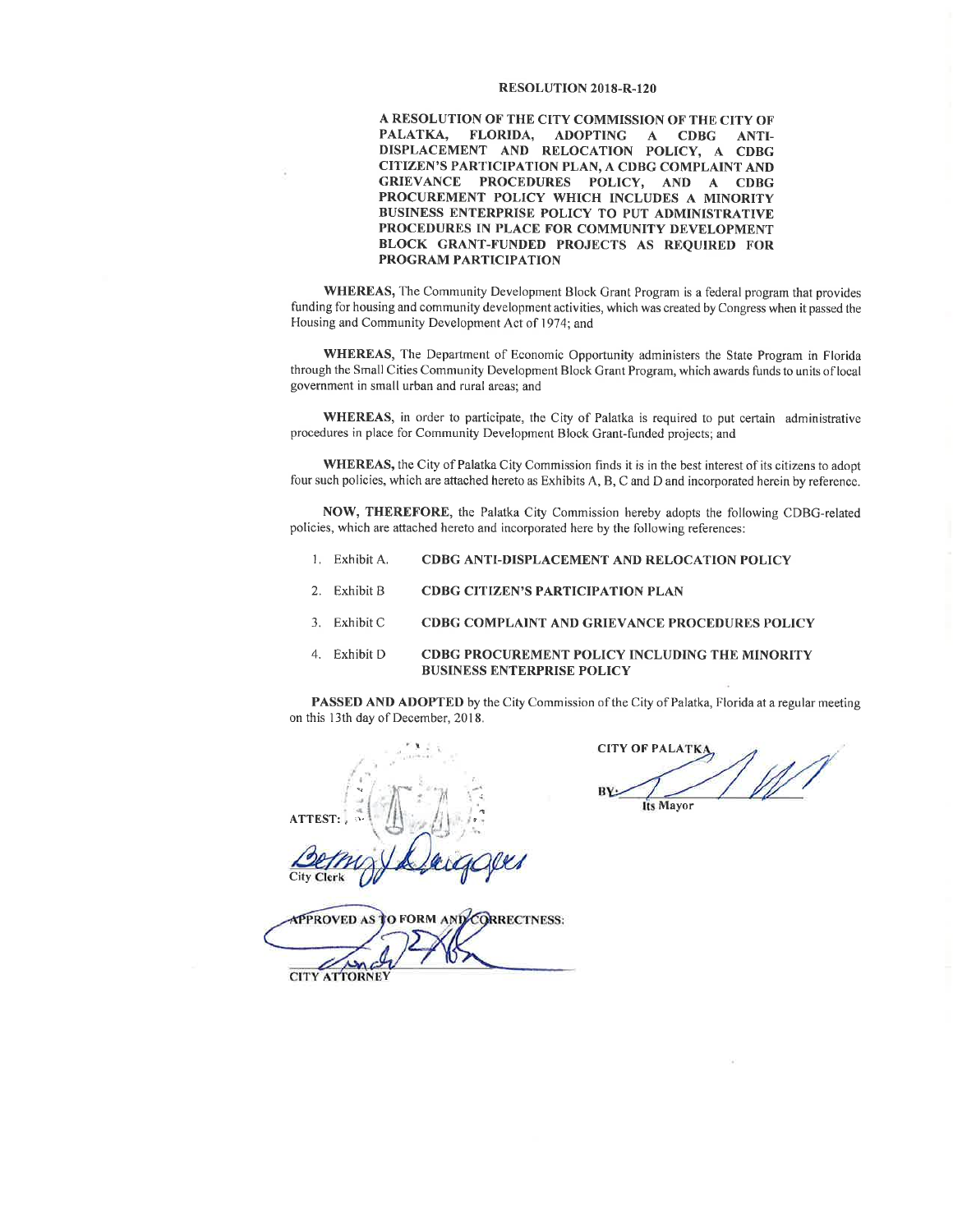# RESOLUTION 2018-R-120

**A RESOLUTION OF THE CITY COMMISSION OF THE CITY OF PALATKA, FLORIDA, ADOPTING A CDBG ANTI-DISPLACEMENT AND RELOCATION POLICY, A CDBG CITIZEN'S PARTICIPATION PLAN, A CDBG COMPLAINT AND GRIEVANCE PROCEDURES POLICY, AND A CDBG PROCUREMENT POLICY WHICH INCLUDES A MINORITY BUSINESS ENTERPRISE POLICY TO PUT ADMINISTRATIVE PROCEDURES IN PLACE FOR COMMUNITY DEVELOPMENT BLOCK GRANT-FUNDED PROJECTS AS REQUIRED FOR PROGRAM PARTICIPATION**

**WHEREAS,** The Community Development Block Grant Program is a federal program that provides funding for housing and community development activities, which was created by Congress when it passed the Housing and Community Development Act of 1974; and

**WHEREAS,** The Department of Economic Opportunity administers the State Program in Florida through the Small Cities Community Development Block Grant Program, which awards funds to units of local government in small urban and rural areas; and

**WHEREAS,** in order to participate, the City of Palatka is required to put certain administrative procedures in place for Community Development Block Grant-funded projects; and

**WHEREAS,** the City of Palatka City Commission finds it is in the best interest of its citizens to adopt four such policies, which are attached hereto as Exhibits A, B, C and D and incorporated herein by reference.

**NOW, THEREFORE,** the Palatka City Commission hereby adopts the following CDBG-related policies, which are attached hereto and incorporated here by the following references:

1. Exhibit A. **CDBG ANTI-DISPLACEMENT AND RELOCATION POLICY**
2. Exhibit B **CDBG CITIZEN'S PARTICIPATION PLAN**
3. Exhibit C **CDBG COMPLAINT AND GRIEVANCE PROCEDURES POLICY**
4. Exhibit D **CDBG PROCUREMENT POLICY INCLUDING THE MINORITY BUSINESS ENTERPRISE POLICY**

**PASSED AND ADOPTED** by the City Commission of the City of Palatka, Florida at a regular meeting on this 13th day of December, 2018.

CITY OF PALATKA

BY: ______________________
Its Mayor

ATTEST:

______________________
City Clerk

APPROVED AS TO FORM AND CORRECTNESS:

______________________
CITY ATTORNEY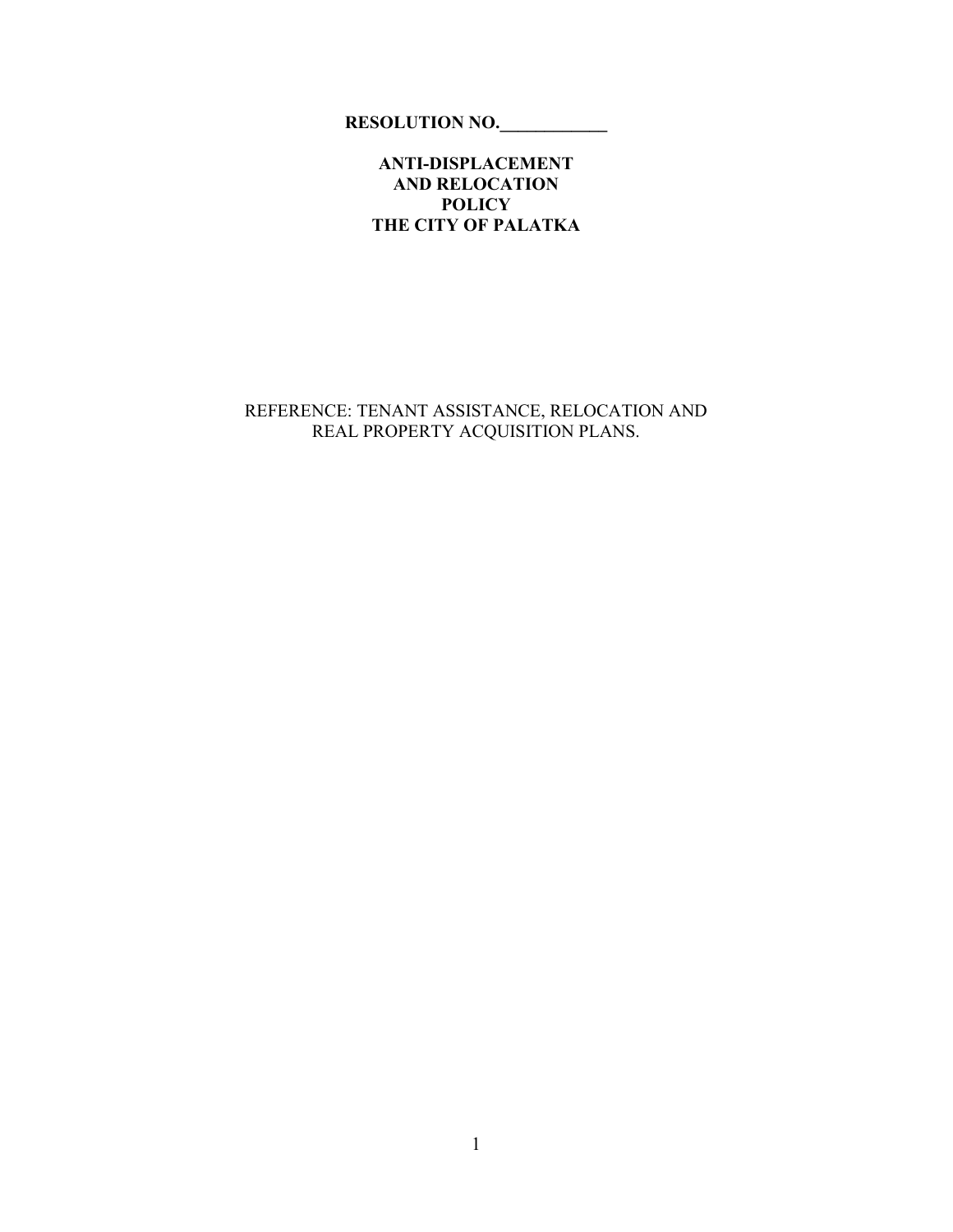**RESOLUTION NO.____________**

**ANTI-DISPLACEMENT AND RELOCATION POLICY THE CITY OF PALATKA**

REFERENCE: TENANT ASSISTANCE, RELOCATION AND REAL PROPERTY ACQUISITION PLANS.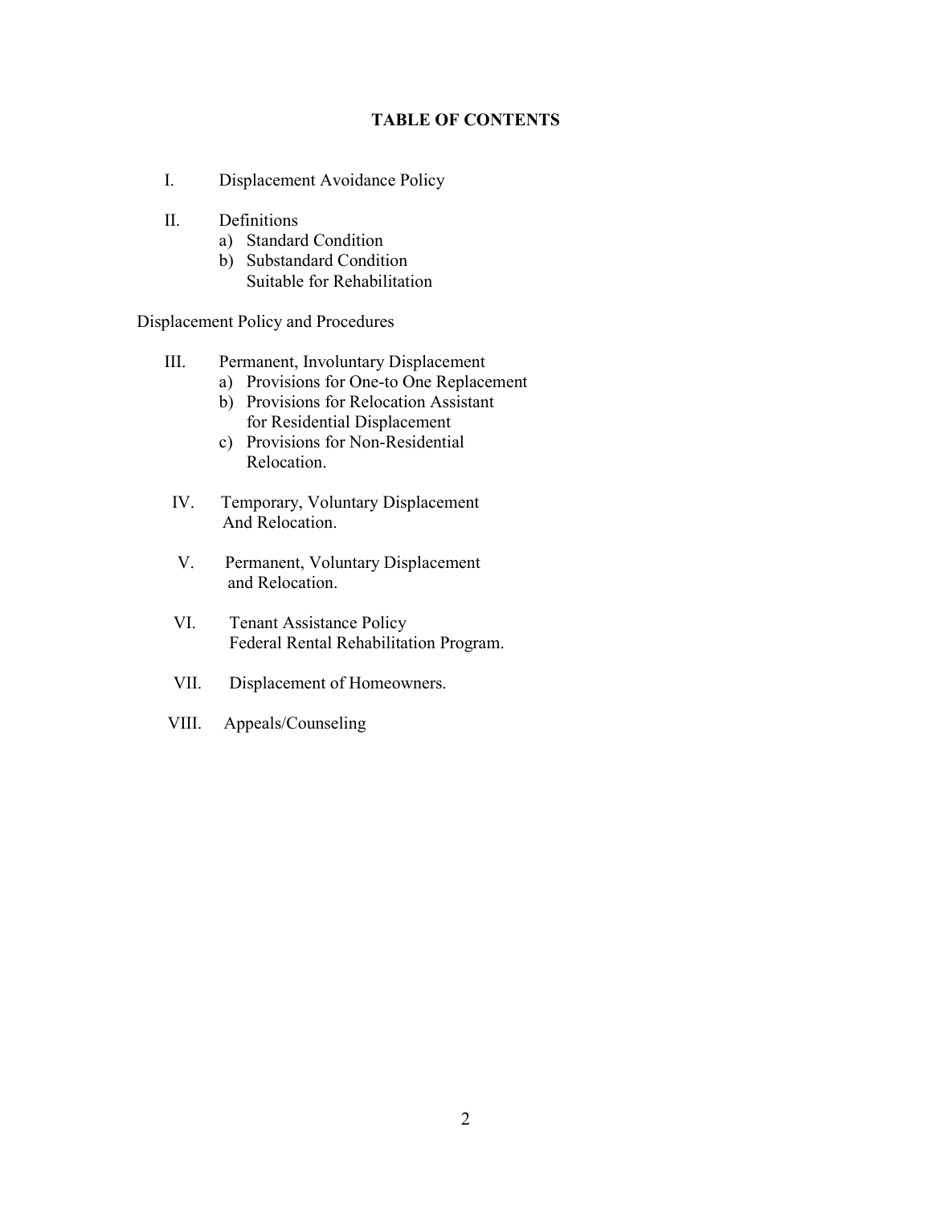# TABLE OF CONTENTS

I. Displacement Avoidance Policy

II. Definitions
   a) Standard Condition
   b) Substandard Condition
      Suitable for Rehabilitation

Displacement Policy and Procedures

III. Permanent, Involuntary Displacement
   a) Provisions for One-to One Replacement
   b) Provisions for Relocation Assistant
      for Residential Displacement
   c) Provisions for Non-Residential
      Relocation.

IV. Temporary, Voluntary Displacement
   And Relocation.

V. Permanent, Voluntary Displacement
   and Relocation.

VI. Tenant Assistance Policy
   Federal Rental Rehabilitation Program.

VII. Displacement of Homeowners.

VIII. Appeals/Counseling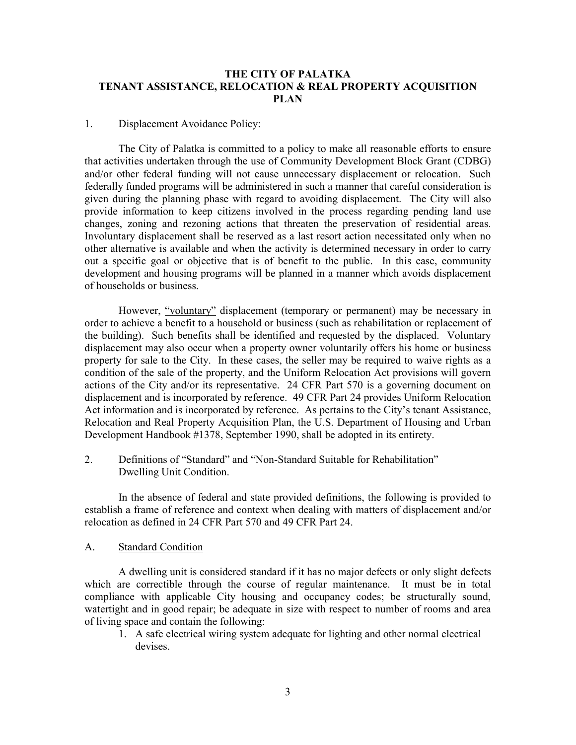# THE CITY OF PALATKA
# TENANT ASSISTANCE, RELOCATION & REAL PROPERTY ACQUISITION PLAN

1. Displacement Avoidance Policy:

The City of Palatka is committed to a policy to make all reasonable efforts to ensure that activities undertaken through the use of Community Development Block Grant (CDBG) and/or other federal funding will not cause unnecessary displacement or relocation. Such federally funded programs will be administered in such a manner that careful consideration is given during the planning phase with regard to avoiding displacement. The City will also provide information to keep citizens involved in the process regarding pending land use changes, zoning and rezoning actions that threaten the preservation of residential areas. Involuntary displacement shall be reserved as a last resort action necessitated only when no other alternative is available and when the activity is determined necessary in order to carry out a specific goal or objective that is of benefit to the public. In this case, community development and housing programs will be planned in a manner which avoids displacement of households or business.

However, <u>"voluntary"</u> displacement (temporary or permanent) may be necessary in order to achieve a benefit to a household or business (such as rehabilitation or replacement of the building). Such benefits shall be identified and requested by the displaced. Voluntary displacement may also occur when a property owner voluntarily offers his home or business property for sale to the City. In these cases, the seller may be required to waive rights as a condition of the sale of the property, and the Uniform Relocation Act provisions will govern actions of the City and/or its representative. 24 CFR Part 570 is a governing document on displacement and is incorporated by reference. 49 CFR Part 24 provides Uniform Relocation Act information and is incorporated by reference. As pertains to the City's tenant Assistance, Relocation and Real Property Acquisition Plan, the U.S. Department of Housing and Urban Development Handbook #1378, September 1990, shall be adopted in its entirety.

2. Definitions of "Standard" and "Non-Standard Suitable for Rehabilitation" Dwelling Unit Condition.

In the absence of federal and state provided definitions, the following is provided to establish a frame of reference and context when dealing with matters of displacement and/or relocation as defined in 24 CFR Part 570 and 49 CFR Part 24.

A. <u>Standard Condition</u>

A dwelling unit is considered standard if it has no major defects or only slight defects which are correctible through the course of regular maintenance. It must be in total compliance with applicable City housing and occupancy codes; be structurally sound, watertight and in good repair; be adequate in size with respect to number of rooms and area of living space and contain the following:

1. A safe electrical wiring system adequate for lighting and other normal electrical devises.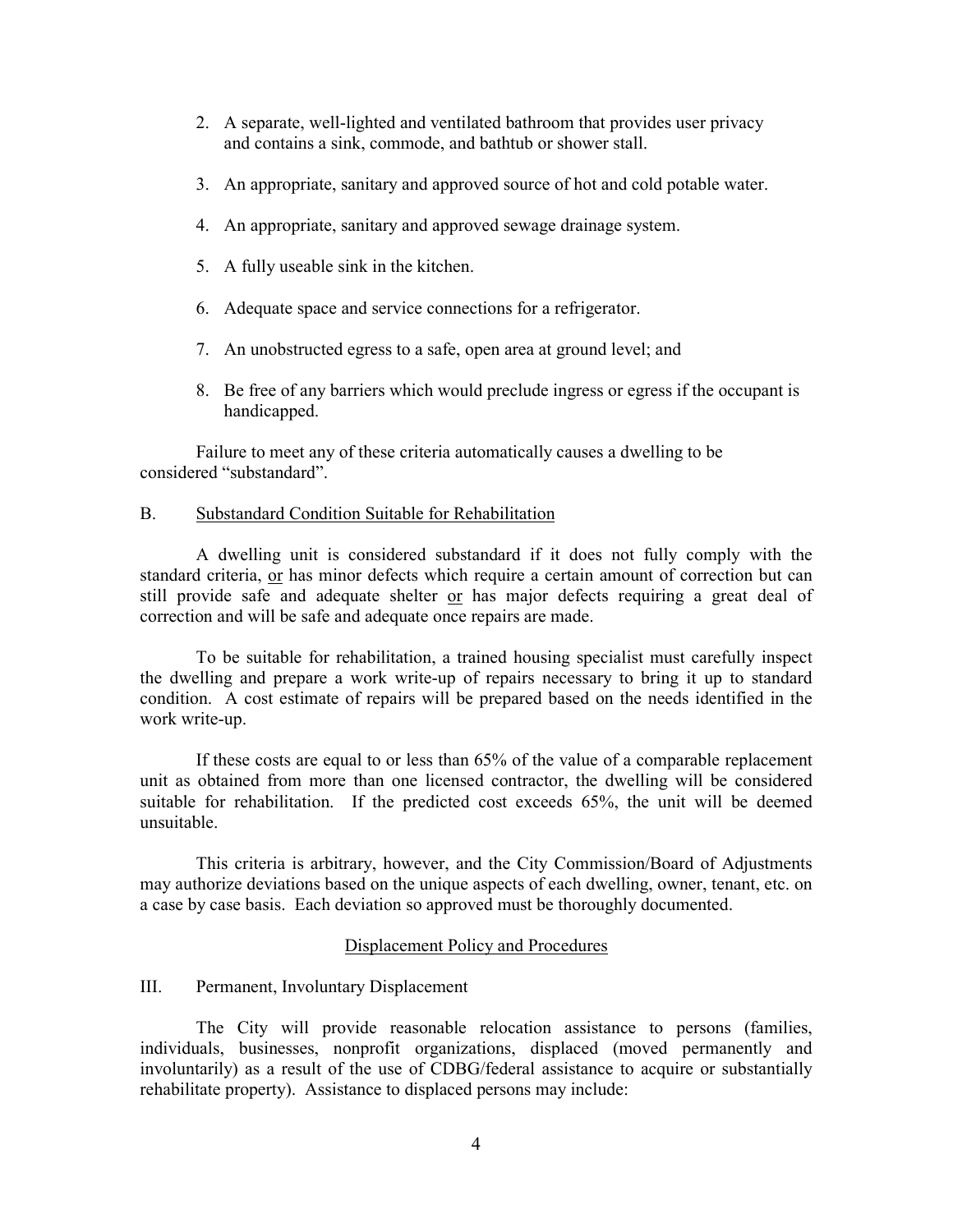2. A separate, well-lighted and ventilated bathroom that provides user privacy and contains a sink, commode, and bathtub or shower stall.

3. An appropriate, sanitary and approved source of hot and cold potable water.

4. An appropriate, sanitary and approved sewage drainage system.

5. A fully useable sink in the kitchen.

6. Adequate space and service connections for a refrigerator.

7. An unobstructed egress to a safe, open area at ground level; and

8. Be free of any barriers which would preclude ingress or egress if the occupant is handicapped.

Failure to meet any of these criteria automatically causes a dwelling to be considered "substandard".

B. Substandard Condition Suitable for Rehabilitation

A dwelling unit is considered substandard if it does not fully comply with the standard criteria, or has minor defects which require a certain amount of correction but can still provide safe and adequate shelter or has major defects requiring a great deal of correction and will be safe and adequate once repairs are made.

To be suitable for rehabilitation, a trained housing specialist must carefully inspect the dwelling and prepare a work write-up of repairs necessary to bring it up to standard condition. A cost estimate of repairs will be prepared based on the needs identified in the work write-up.

If these costs are equal to or less than 65% of the value of a comparable replacement unit as obtained from more than one licensed contractor, the dwelling will be considered suitable for rehabilitation. If the predicted cost exceeds 65%, the unit will be deemed unsuitable.

This criteria is arbitrary, however, and the City Commission/Board of Adjustments may authorize deviations based on the unique aspects of each dwelling, owner, tenant, etc. on a case by case basis. Each deviation so approved must be thoroughly documented.

## Displacement Policy and Procedures

III. Permanent, Involuntary Displacement

The City will provide reasonable relocation assistance to persons (families, individuals, businesses, nonprofit organizations, displaced (moved permanently and involuntarily) as a result of the use of CDBG/federal assistance to acquire or substantially rehabilitate property). Assistance to displaced persons may include: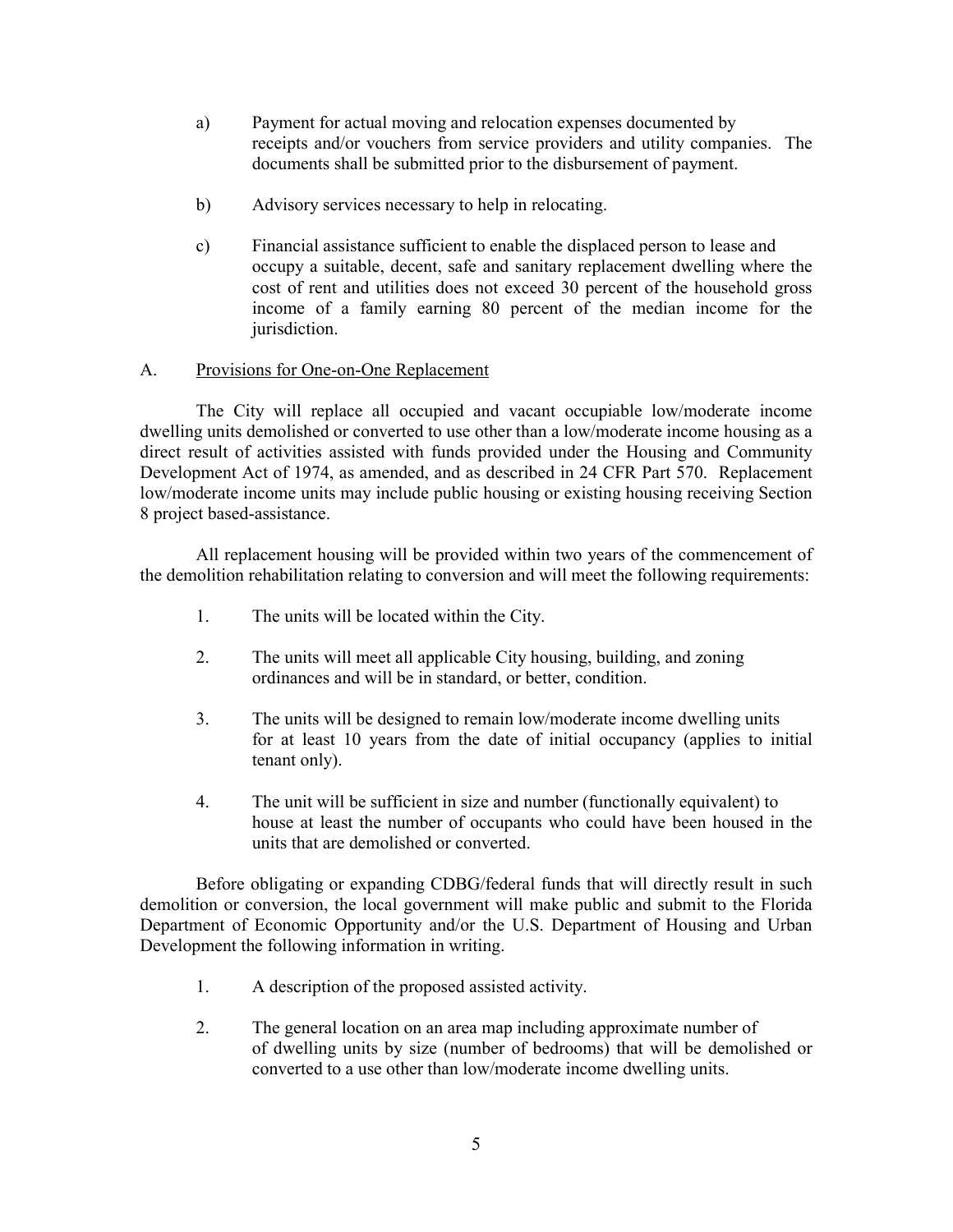a) Payment for actual moving and relocation expenses documented by receipts and/or vouchers from service providers and utility companies. The documents shall be submitted prior to the disbursement of payment.

b) Advisory services necessary to help in relocating.

c) Financial assistance sufficient to enable the displaced person to lease and occupy a suitable, decent, safe and sanitary replacement dwelling where the cost of rent and utilities does not exceed 30 percent of the household gross income of a family earning 80 percent of the median income for the jurisdiction.

A. <u>Provisions for One-on-One Replacement</u>

The City will replace all occupied and vacant occupiable low/moderate income dwelling units demolished or converted to use other than a low/moderate income housing as a direct result of activities assisted with funds provided under the Housing and Community Development Act of 1974, as amended, and as described in 24 CFR Part 570. Replacement low/moderate income units may include public housing or existing housing receiving Section 8 project based-assistance.

All replacement housing will be provided within two years of the commencement of the demolition rehabilitation relating to conversion and will meet the following requirements:

1. The units will be located within the City.

2. The units will meet all applicable City housing, building, and zoning ordinances and will be in standard, or better, condition.

3. The units will be designed to remain low/moderate income dwelling units for at least 10 years from the date of initial occupancy (applies to initial tenant only).

4. The unit will be sufficient in size and number (functionally equivalent) to house at least the number of occupants who could have been housed in the units that are demolished or converted.

Before obligating or expanding CDBG/federal funds that will directly result in such demolition or conversion, the local government will make public and submit to the Florida Department of Economic Opportunity and/or the U.S. Department of Housing and Urban Development the following information in writing.

1. A description of the proposed assisted activity.

2. The general location on an area map including approximate number of of dwelling units by size (number of bedrooms) that will be demolished or converted to a use other than low/moderate income dwelling units.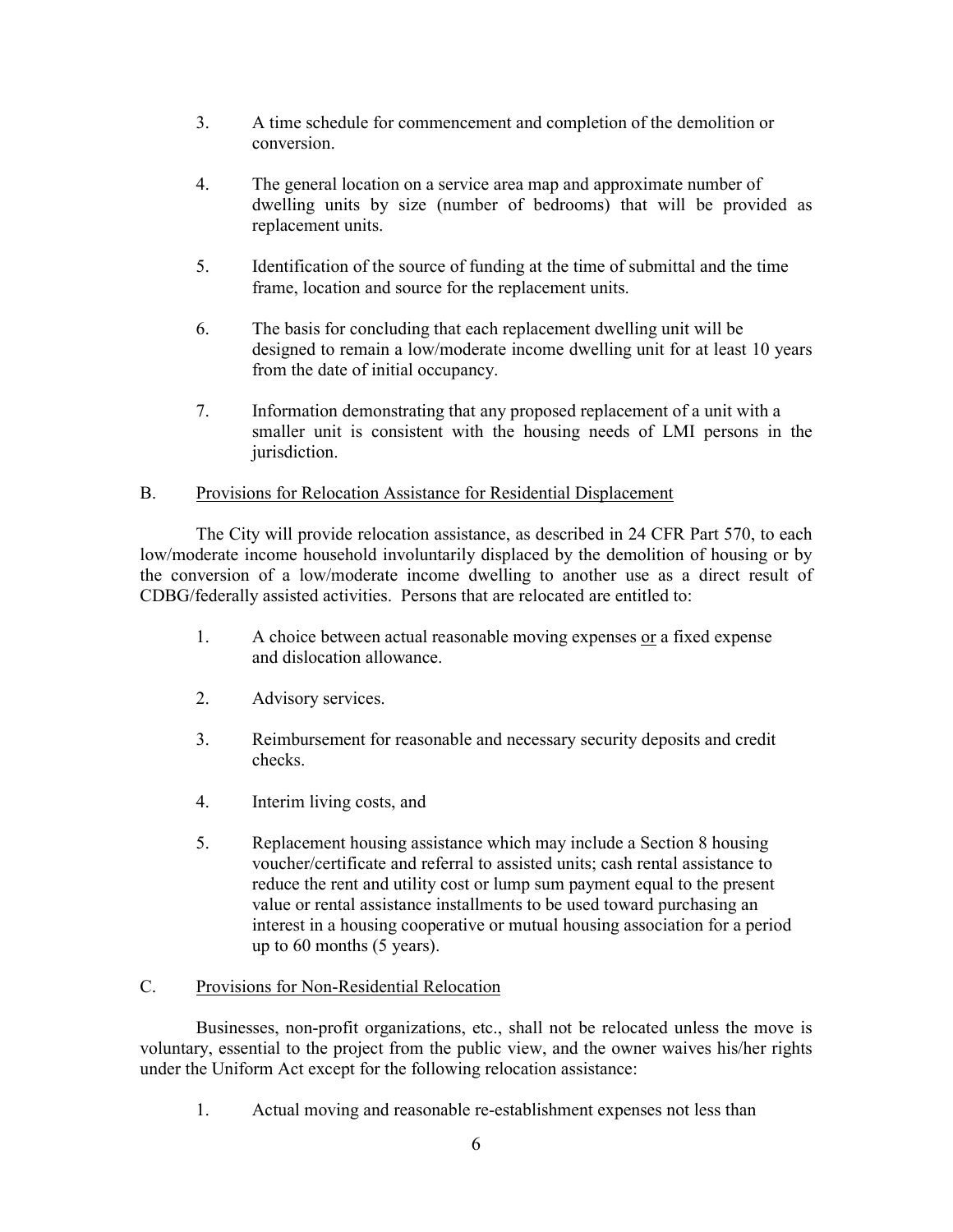3. A time schedule for commencement and completion of the demolition or conversion.

4. The general location on a service area map and approximate number of dwelling units by size (number of bedrooms) that will be provided as replacement units.

5. Identification of the source of funding at the time of submittal and the time frame, location and source for the replacement units.

6. The basis for concluding that each replacement dwelling unit will be designed to remain a low/moderate income dwelling unit for at least 10 years from the date of initial occupancy.

7. Information demonstrating that any proposed replacement of a unit with a smaller unit is consistent with the housing needs of LMI persons in the jurisdiction.

B. <u>Provisions for Relocation Assistance for Residential Displacement</u>

The City will provide relocation assistance, as described in 24 CFR Part 570, to each low/moderate income household involuntarily displaced by the demolition of housing or by the conversion of a low/moderate income dwelling to another use as a direct result of CDBG/federally assisted activities. Persons that are relocated are entitled to:

1. A choice between actual reasonable moving expenses <u>or</u> a fixed expense and dislocation allowance.

2. Advisory services.

3. Reimbursement for reasonable and necessary security deposits and credit checks.

4. Interim living costs, and

5. Replacement housing assistance which may include a Section 8 housing voucher/certificate and referral to assisted units; cash rental assistance to reduce the rent and utility cost or lump sum payment equal to the present value or rental assistance installments to be used toward purchasing an interest in a housing cooperative or mutual housing association for a period up to 60 months (5 years).

C. <u>Provisions for Non-Residential Relocation</u>

Businesses, non-profit organizations, etc., shall not be relocated unless the move is voluntary, essential to the project from the public view, and the owner waives his/her rights under the Uniform Act except for the following relocation assistance:

1. Actual moving and reasonable re-establishment expenses not less than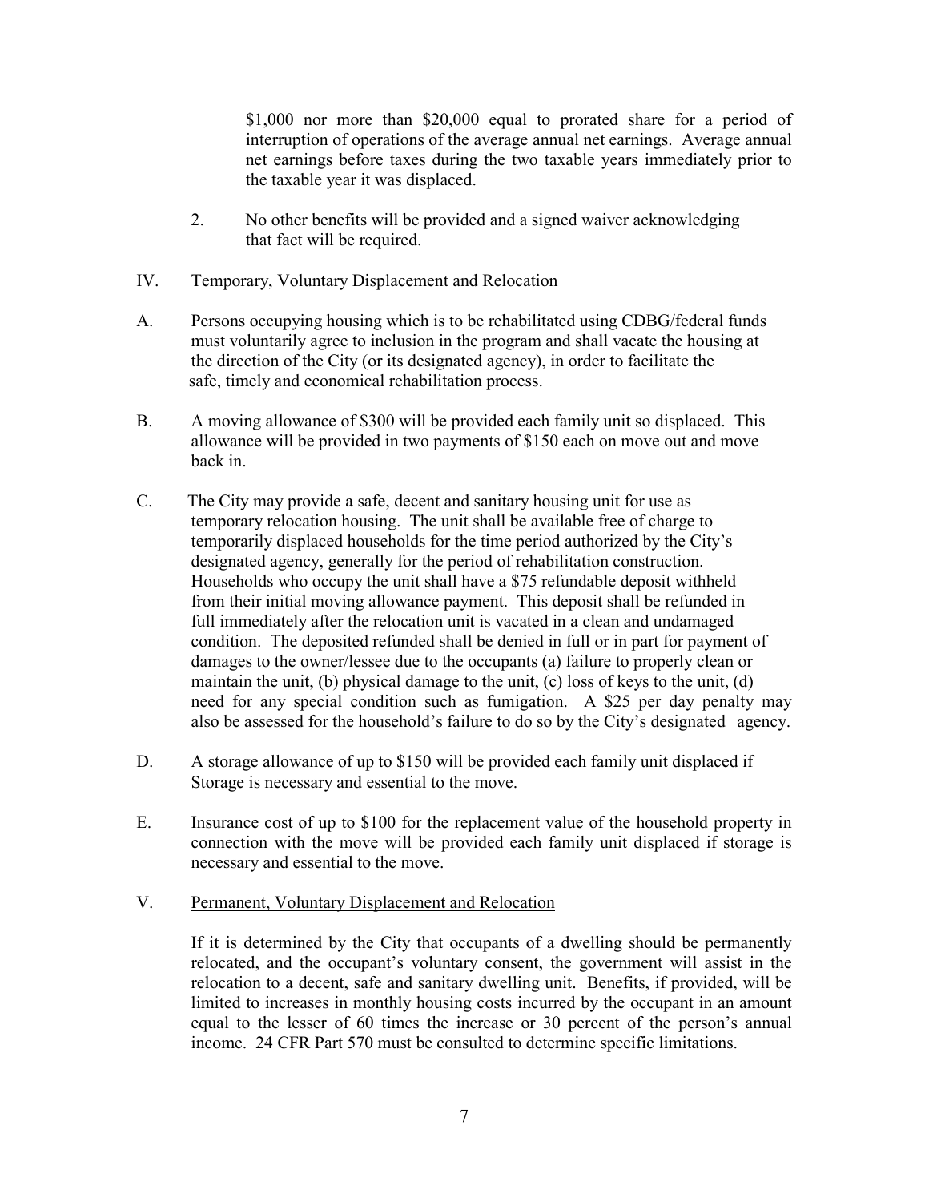$1,000 nor more than $20,000 equal to prorated share for a period of interruption of operations of the average annual net earnings. Average annual net earnings before taxes during the two taxable years immediately prior to the taxable year it was displaced.

2. No other benefits will be provided and a signed waiver acknowledging that fact will be required.

IV. Temporary, Voluntary Displacement and Relocation

A. Persons occupying housing which is to be rehabilitated using CDBG/federal funds must voluntarily agree to inclusion in the program and shall vacate the housing at the direction of the City (or its designated agency), in order to facilitate the safe, timely and economical rehabilitation process.

B. A moving allowance of $300 will be provided each family unit so displaced. This allowance will be provided in two payments of $150 each on move out and move back in.

C. The City may provide a safe, decent and sanitary housing unit for use as temporary relocation housing. The unit shall be available free of charge to temporarily displaced households for the time period authorized by the City's designated agency, generally for the period of rehabilitation construction. Households who occupy the unit shall have a $75 refundable deposit withheld from their initial moving allowance payment. This deposit shall be refunded in full immediately after the relocation unit is vacated in a clean and undamaged condition. The deposited refunded shall be denied in full or in part for payment of damages to the owner/lessee due to the occupants (a) failure to properly clean or maintain the unit, (b) physical damage to the unit, (c) loss of keys to the unit, (d) need for any special condition such as fumigation. A $25 per day penalty may also be assessed for the household's failure to do so by the City's designated agency.

D. A storage allowance of up to $150 will be provided each family unit displaced if Storage is necessary and essential to the move.

E. Insurance cost of up to $100 for the replacement value of the household property in connection with the move will be provided each family unit displaced if storage is necessary and essential to the move.

V. Permanent, Voluntary Displacement and Relocation

If it is determined by the City that occupants of a dwelling should be permanently relocated, and the occupant's voluntary consent, the government will assist in the relocation to a decent, safe and sanitary dwelling unit. Benefits, if provided, will be limited to increases in monthly housing costs incurred by the occupant in an amount equal to the lesser of 60 times the increase or 30 percent of the person's annual income. 24 CFR Part 570 must be consulted to determine specific limitations.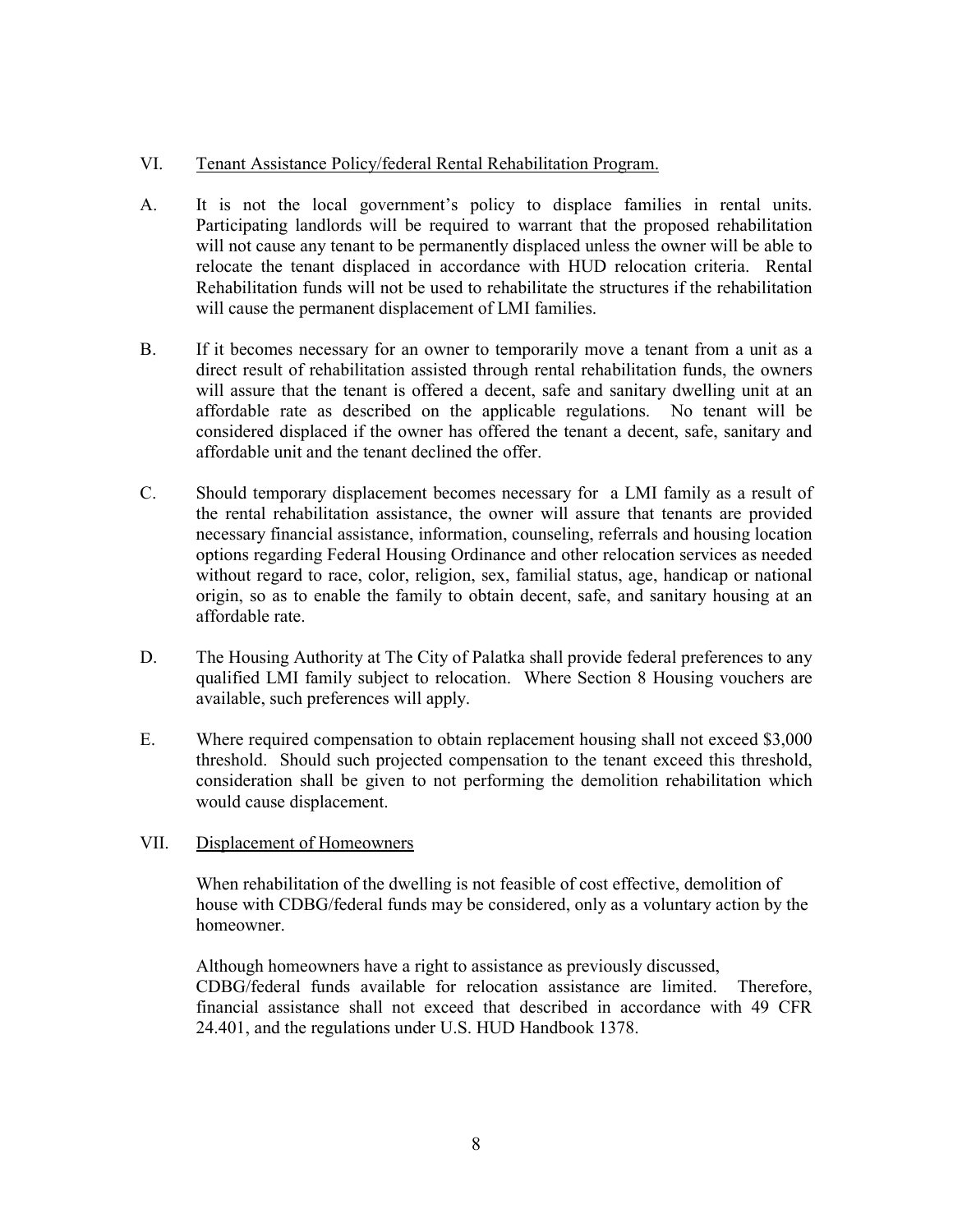## VI. <u>Tenant Assistance Policy/federal Rental Rehabilitation Program.</u>

A. It is not the local government's policy to displace families in rental units. Participating landlords will be required to warrant that the proposed rehabilitation will not cause any tenant to be permanently displaced unless the owner will be able to relocate the tenant displaced in accordance with HUD relocation criteria. Rental Rehabilitation funds will not be used to rehabilitate the structures if the rehabilitation will cause the permanent displacement of LMI families.

B. If it becomes necessary for an owner to temporarily move a tenant from a unit as a direct result of rehabilitation assisted through rental rehabilitation funds, the owners will assure that the tenant is offered a decent, safe and sanitary dwelling unit at an affordable rate as described on the applicable regulations. No tenant will be considered displaced if the owner has offered the tenant a decent, safe, sanitary and affordable unit and the tenant declined the offer.

C. Should temporary displacement becomes necessary for a LMI family as a result of the rental rehabilitation assistance, the owner will assure that tenants are provided necessary financial assistance, information, counseling, referrals and housing location options regarding Federal Housing Ordinance and other relocation services as needed without regard to race, color, religion, sex, familial status, age, handicap or national origin, so as to enable the family to obtain decent, safe, and sanitary housing at an affordable rate.

D. The Housing Authority at The City of Palatka shall provide federal preferences to any qualified LMI family subject to relocation. Where Section 8 Housing vouchers are available, such preferences will apply.

E. Where required compensation to obtain replacement housing shall not exceed $3,000 threshold. Should such projected compensation to the tenant exceed this threshold, consideration shall be given to not performing the demolition rehabilitation which would cause displacement.

## VII. <u>Displacement of Homeowners</u>

When rehabilitation of the dwelling is not feasible of cost effective, demolition of house with CDBG/federal funds may be considered, only as a voluntary action by the homeowner.

Although homeowners have a right to assistance as previously discussed, CDBG/federal funds available for relocation assistance are limited. Therefore, financial assistance shall not exceed that described in accordance with 49 CFR 24.401, and the regulations under U.S. HUD Handbook 1378.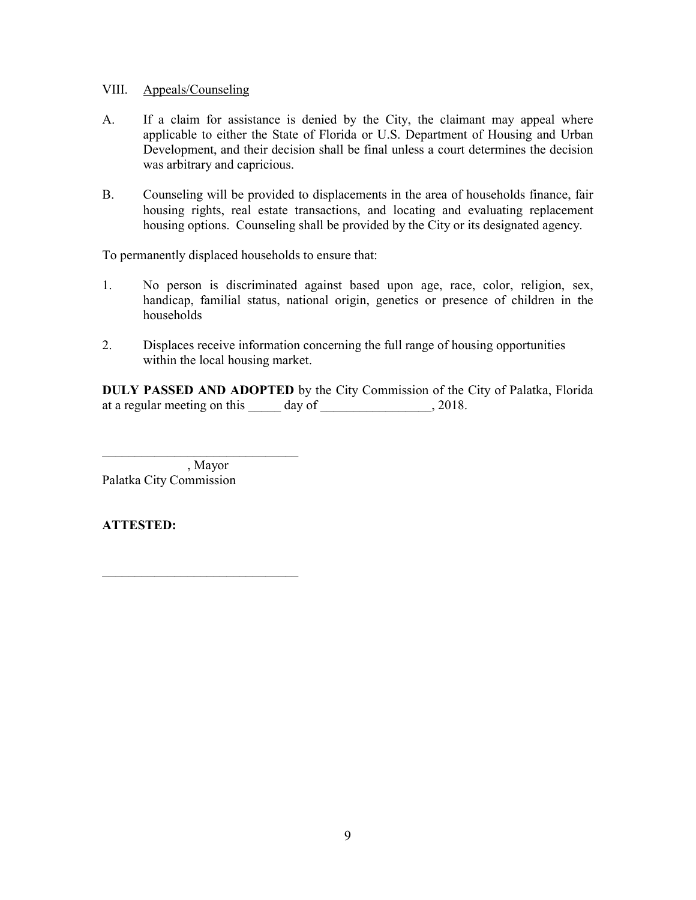VIII. Appeals/Counseling

A. If a claim for assistance is denied by the City, the claimant may appeal where applicable to either the State of Florida or U.S. Department of Housing and Urban Development, and their decision shall be final unless a court determines the decision was arbitrary and capricious.

B. Counseling will be provided to displacements in the area of households finance, fair housing rights, real estate transactions, and locating and evaluating replacement housing options. Counseling shall be provided by the City or its designated agency.

To permanently displaced households to ensure that:

1. No person is discriminated against based upon age, race, color, religion, sex, handicap, familial status, national origin, genetics or presence of children in the households

2. Displaces receive information concerning the full range of housing opportunities within the local housing market.

**DULY PASSED AND ADOPTED** by the City Commission of the City of Palatka, Florida at a regular meeting on this _____ day of _________________, 2018.

______________________________
, Mayor
Palatka City Commission

**ATTESTED:**

______________________________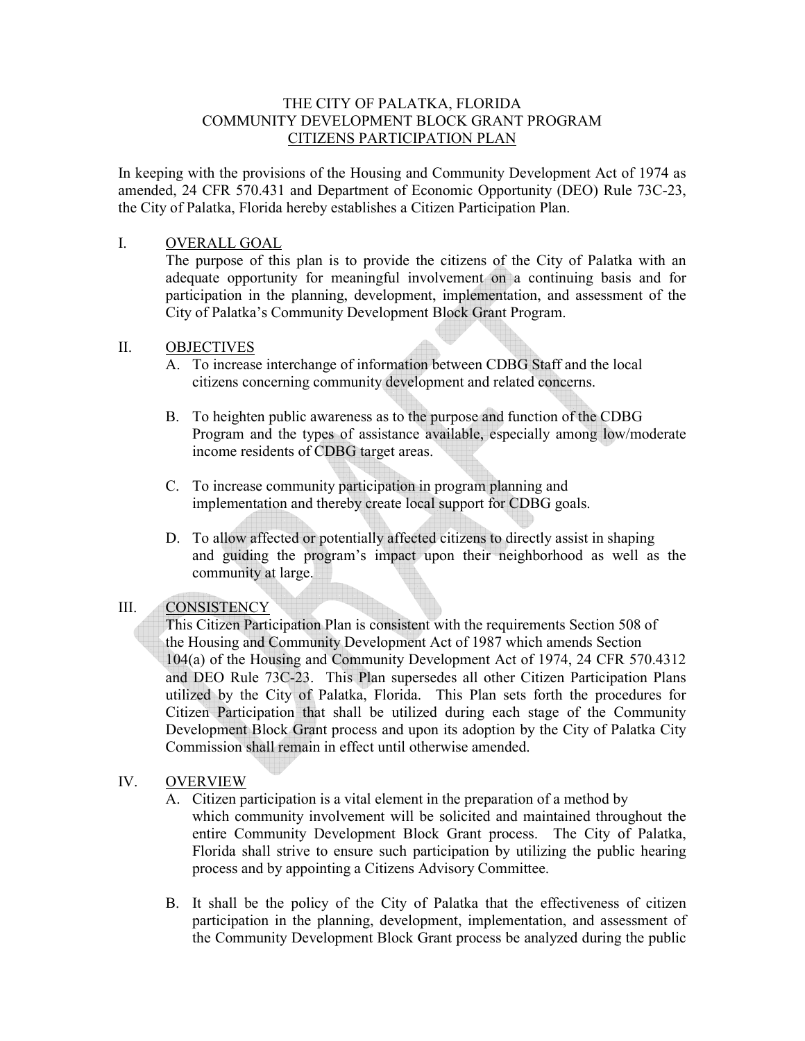# THE CITY OF PALATKA, FLORIDA
## COMMUNITY DEVELOPMENT BLOCK GRANT PROGRAM
## CITIZENS PARTICIPATION PLAN

In keeping with the provisions of the Housing and Community Development Act of 1974 as amended, 24 CFR 570.431 and Department of Economic Opportunity (DEO) Rule 73C-23, the City of Palatka, Florida hereby establishes a Citizen Participation Plan.

## I. OVERALL GOAL

The purpose of this plan is to provide the citizens of the City of Palatka with an adequate opportunity for meaningful involvement on a continuing basis and for participation in the planning, development, implementation, and assessment of the City of Palatka's Community Development Block Grant Program.

## II. OBJECTIVES

A. To increase interchange of information between CDBG Staff and the local citizens concerning community development and related concerns.

B. To heighten public awareness as to the purpose and function of the CDBG Program and the types of assistance available, especially among low/moderate income residents of CDBG target areas.

C. To increase community participation in program planning and implementation and thereby create local support for CDBG goals.

D. To allow affected or potentially affected citizens to directly assist in shaping and guiding the program's impact upon their neighborhood as well as the community at large.

## III. CONSISTENCY

This Citizen Participation Plan is consistent with the requirements Section 508 of the Housing and Community Development Act of 1987 which amends Section 104(a) of the Housing and Community Development Act of 1974, 24 CFR 570.4312 and DEO Rule 73C-23. This Plan supersedes all other Citizen Participation Plans utilized by the City of Palatka, Florida. This Plan sets forth the procedures for Citizen Participation that shall be utilized during each stage of the Community Development Block Grant process and upon its adoption by the City of Palatka City Commission shall remain in effect until otherwise amended.

## IV. OVERVIEW

A. Citizen participation is a vital element in the preparation of a method by which community involvement will be solicited and maintained throughout the entire Community Development Block Grant process. The City of Palatka, Florida shall strive to ensure such participation by utilizing the public hearing process and by appointing a Citizens Advisory Committee.

B. It shall be the policy of the City of Palatka that the effectiveness of citizen participation in the planning, development, implementation, and assessment of the Community Development Block Grant process be analyzed during the public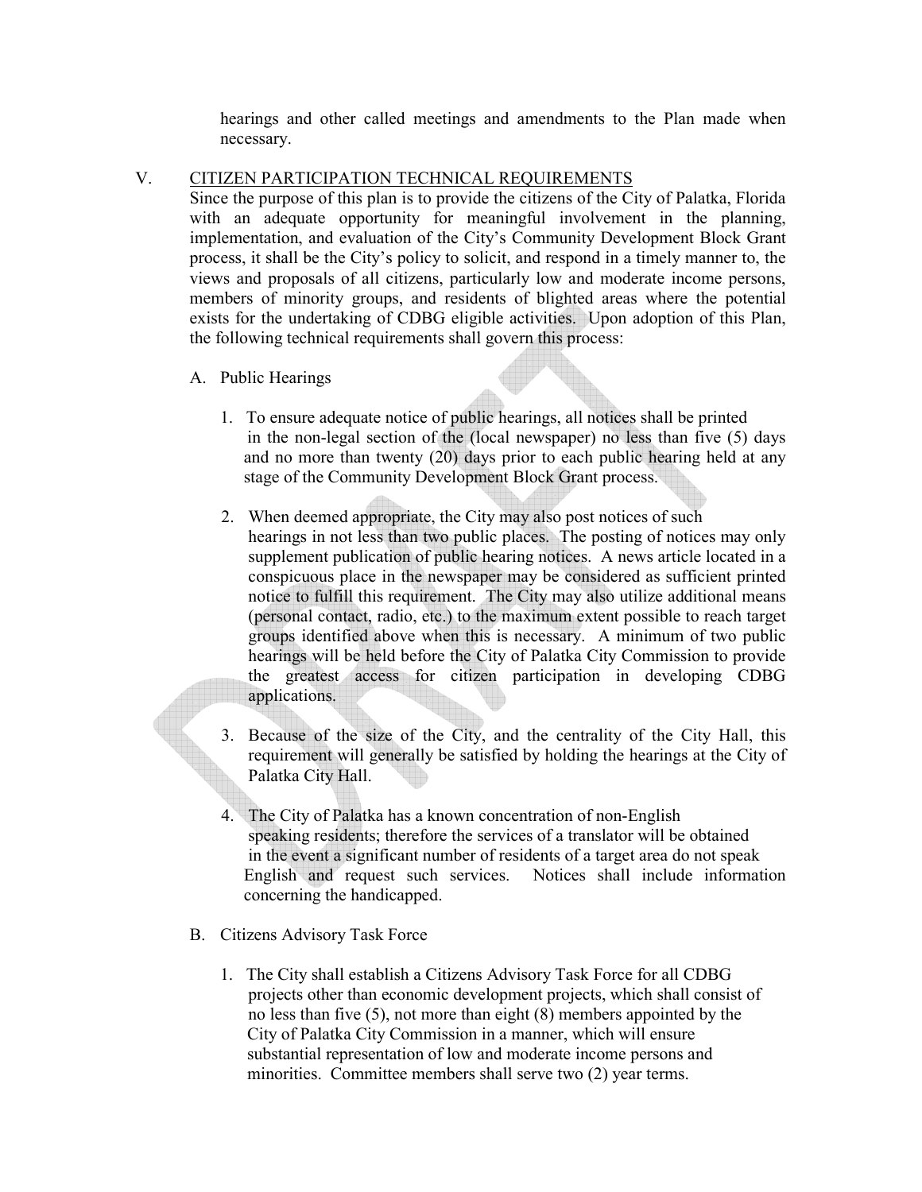hearings and other called meetings and amendments to the Plan made when necessary.

## V. CITIZEN PARTICIPATION TECHNICAL REQUIREMENTS

Since the purpose of this plan is to provide the citizens of the City of Palatka, Florida with an adequate opportunity for meaningful involvement in the planning, implementation, and evaluation of the City's Community Development Block Grant process, it shall be the City's policy to solicit, and respond in a timely manner to, the views and proposals of all citizens, particularly low and moderate income persons, members of minority groups, and residents of blighted areas where the potential exists for the undertaking of CDBG eligible activities. Upon adoption of this Plan, the following technical requirements shall govern this process:

### A. Public Hearings

1. To ensure adequate notice of public hearings, all notices shall be printed in the non-legal section of the (local newspaper) no less than five (5) days and no more than twenty (20) days prior to each public hearing held at any stage of the Community Development Block Grant process.

2. When deemed appropriate, the City may also post notices of such hearings in not less than two public places. The posting of notices may only supplement publication of public hearing notices. A news article located in a conspicuous place in the newspaper may be considered as sufficient printed notice to fulfill this requirement. The City may also utilize additional means (personal contact, radio, etc.) to the maximum extent possible to reach target groups identified above when this is necessary. A minimum of two public hearings will be held before the City of Palatka City Commission to provide the greatest access for citizen participation in developing CDBG applications.

3. Because of the size of the City, and the centrality of the City Hall, this requirement will generally be satisfied by holding the hearings at the City of Palatka City Hall.

4. The City of Palatka has a known concentration of non-English speaking residents; therefore the services of a translator will be obtained in the event a significant number of residents of a target area do not speak English and request such services. Notices shall include information concerning the handicapped.

### B. Citizens Advisory Task Force

1. The City shall establish a Citizens Advisory Task Force for all CDBG projects other than economic development projects, which shall consist of no less than five (5), not more than eight (8) members appointed by the City of Palatka City Commission in a manner, which will ensure substantial representation of low and moderate income persons and minorities. Committee members shall serve two (2) year terms.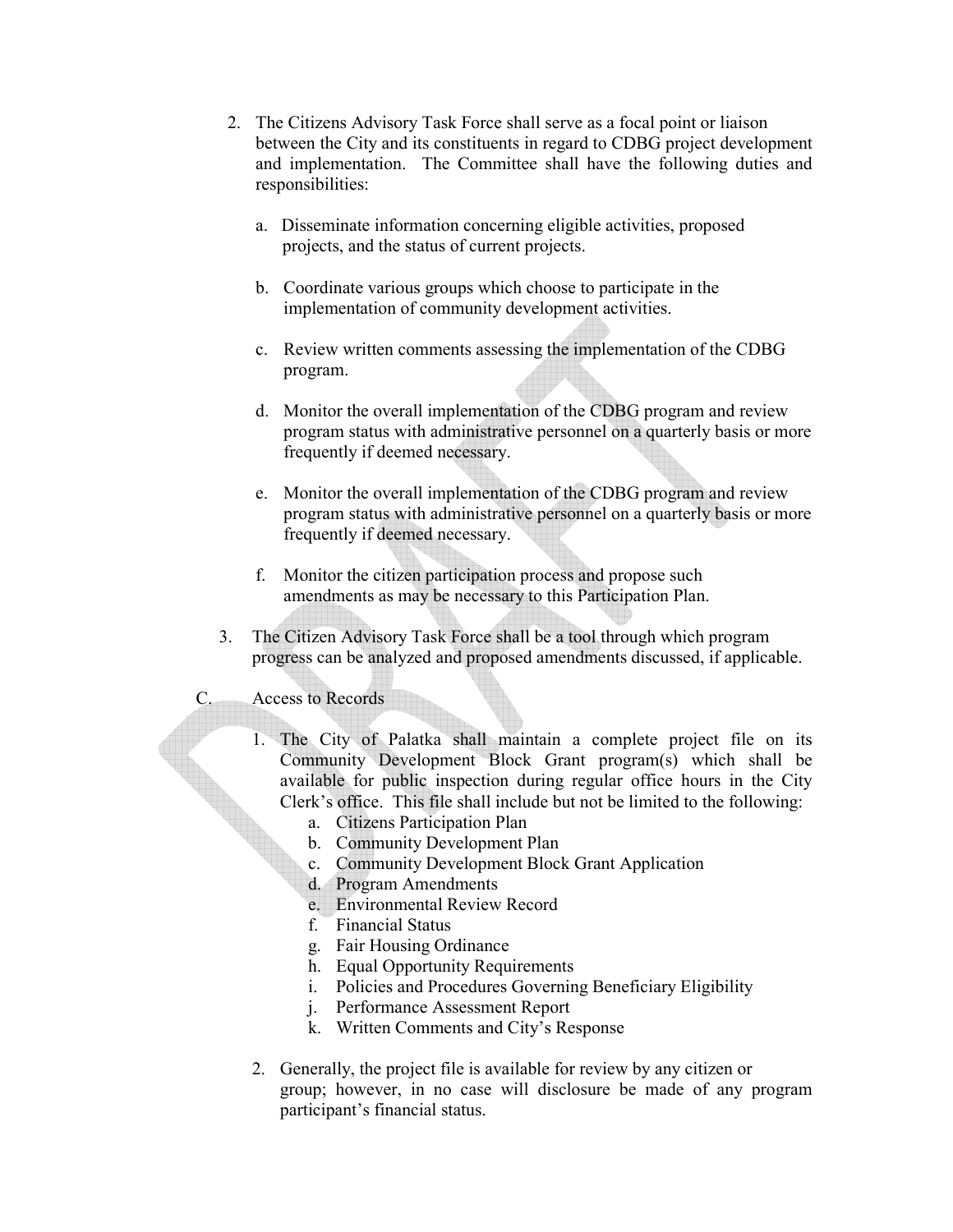2. The Citizens Advisory Task Force shall serve as a focal point or liaison between the City and its constituents in regard to CDBG project development and implementation. The Committee shall have the following duties and responsibilities:

   a. Disseminate information concerning eligible activities, proposed projects, and the status of current projects.

   b. Coordinate various groups which choose to participate in the implementation of community development activities.

   c. Review written comments assessing the implementation of the CDBG program.

   d. Monitor the overall implementation of the CDBG program and review program status with administrative personnel on a quarterly basis or more frequently if deemed necessary.

   e. Monitor the overall implementation of the CDBG program and review program status with administrative personnel on a quarterly basis or more frequently if deemed necessary.

   f. Monitor the citizen participation process and propose such amendments as may be necessary to this Participation Plan.

3. The Citizen Advisory Task Force shall be a tool through which program progress can be analyzed and proposed amendments discussed, if applicable.

C. Access to Records

1. The City of Palatka shall maintain a complete project file on its Community Development Block Grant program(s) which shall be available for public inspection during regular office hours in the City Clerk's office. This file shall include but not be limited to the following:
   a. Citizens Participation Plan
   b. Community Development Plan
   c. Community Development Block Grant Application
   d. Program Amendments
   e. Environmental Review Record
   f. Financial Status
   g. Fair Housing Ordinance
   h. Equal Opportunity Requirements
   i. Policies and Procedures Governing Beneficiary Eligibility
   j. Performance Assessment Report
   k. Written Comments and City's Response

2. Generally, the project file is available for review by any citizen or group; however, in no case will disclosure be made of any program participant's financial status.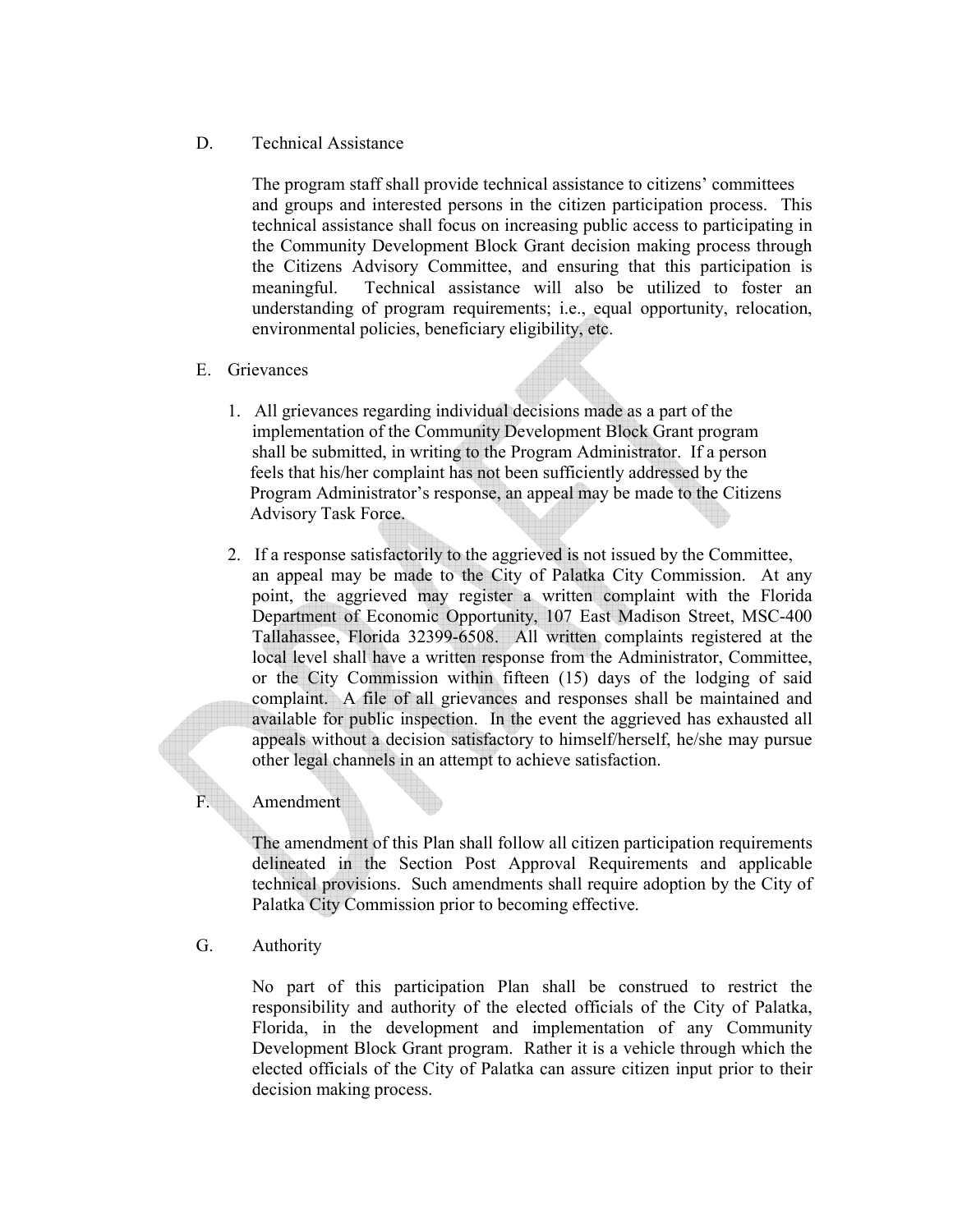D. Technical Assistance

The program staff shall provide technical assistance to citizens' committees and groups and interested persons in the citizen participation process. This technical assistance shall focus on increasing public access to participating in the Community Development Block Grant decision making process through the Citizens Advisory Committee, and ensuring that this participation is meaningful. Technical assistance will also be utilized to foster an understanding of program requirements; i.e., equal opportunity, relocation, environmental policies, beneficiary eligibility, etc.

E. Grievances

1. All grievances regarding individual decisions made as a part of the implementation of the Community Development Block Grant program shall be submitted, in writing to the Program Administrator. If a person feels that his/her complaint has not been sufficiently addressed by the Program Administrator's response, an appeal may be made to the Citizens Advisory Task Force.

2. If a response satisfactorily to the aggrieved is not issued by the Committee, an appeal may be made to the City of Palatka City Commission. At any point, the aggrieved may register a written complaint with the Florida Department of Economic Opportunity, 107 East Madison Street, MSC-400 Tallahassee, Florida 32399-6508. All written complaints registered at the local level shall have a written response from the Administrator, Committee, or the City Commission within fifteen (15) days of the lodging of said complaint. A file of all grievances and responses shall be maintained and available for public inspection. In the event the aggrieved has exhausted all appeals without a decision satisfactory to himself/herself, he/she may pursue other legal channels in an attempt to achieve satisfaction.

F. Amendment

The amendment of this Plan shall follow all citizen participation requirements delineated in the Section Post Approval Requirements and applicable technical provisions. Such amendments shall require adoption by the City of Palatka City Commission prior to becoming effective.

G. Authority

No part of this participation Plan shall be construed to restrict the responsibility and authority of the elected officials of the City of Palatka, Florida, in the development and implementation of any Community Development Block Grant program. Rather it is a vehicle through which the elected officials of the City of Palatka can assure citizen input prior to their decision making process.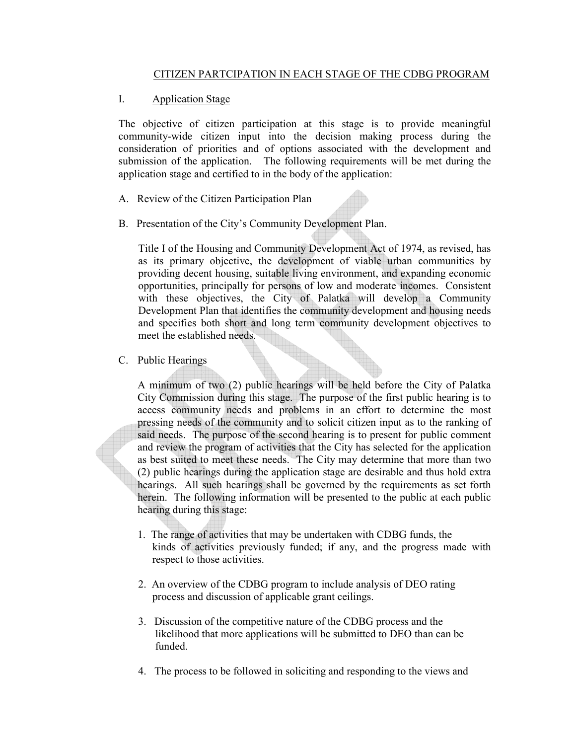## CITIZEN PARTCIPATION IN EACH STAGE OF THE CDBG PROGRAM

### I. Application Stage

The objective of citizen participation at this stage is to provide meaningful community-wide citizen input into the decision making process during the consideration of priorities and of options associated with the development and submission of the application. The following requirements will be met during the application stage and certified to in the body of the application:

A. Review of the Citizen Participation Plan

B. Presentation of the City's Community Development Plan.

Title I of the Housing and Community Development Act of 1974, as revised, has as its primary objective, the development of viable urban communities by providing decent housing, suitable living environment, and expanding economic opportunities, principally for persons of low and moderate incomes. Consistent with these objectives, the City of Palatka will develop a Community Development Plan that identifies the community development and housing needs and specifies both short and long term community development objectives to meet the established needs.

C. Public Hearings

A minimum of two (2) public hearings will be held before the City of Palatka City Commission during this stage. The purpose of the first public hearing is to access community needs and problems in an effort to determine the most pressing needs of the community and to solicit citizen input as to the ranking of said needs. The purpose of the second hearing is to present for public comment and review the program of activities that the City has selected for the application as best suited to meet these needs. The City may determine that more than two (2) public hearings during the application stage are desirable and thus hold extra hearings. All such hearings shall be governed by the requirements as set forth herein. The following information will be presented to the public at each public hearing during this stage:

1. The range of activities that may be undertaken with CDBG funds, the kinds of activities previously funded; if any, and the progress made with respect to those activities.

2. An overview of the CDBG program to include analysis of DEO rating process and discussion of applicable grant ceilings.

3. Discussion of the competitive nature of the CDBG process and the likelihood that more applications will be submitted to DEO than can be funded.

4. The process to be followed in soliciting and responding to the views and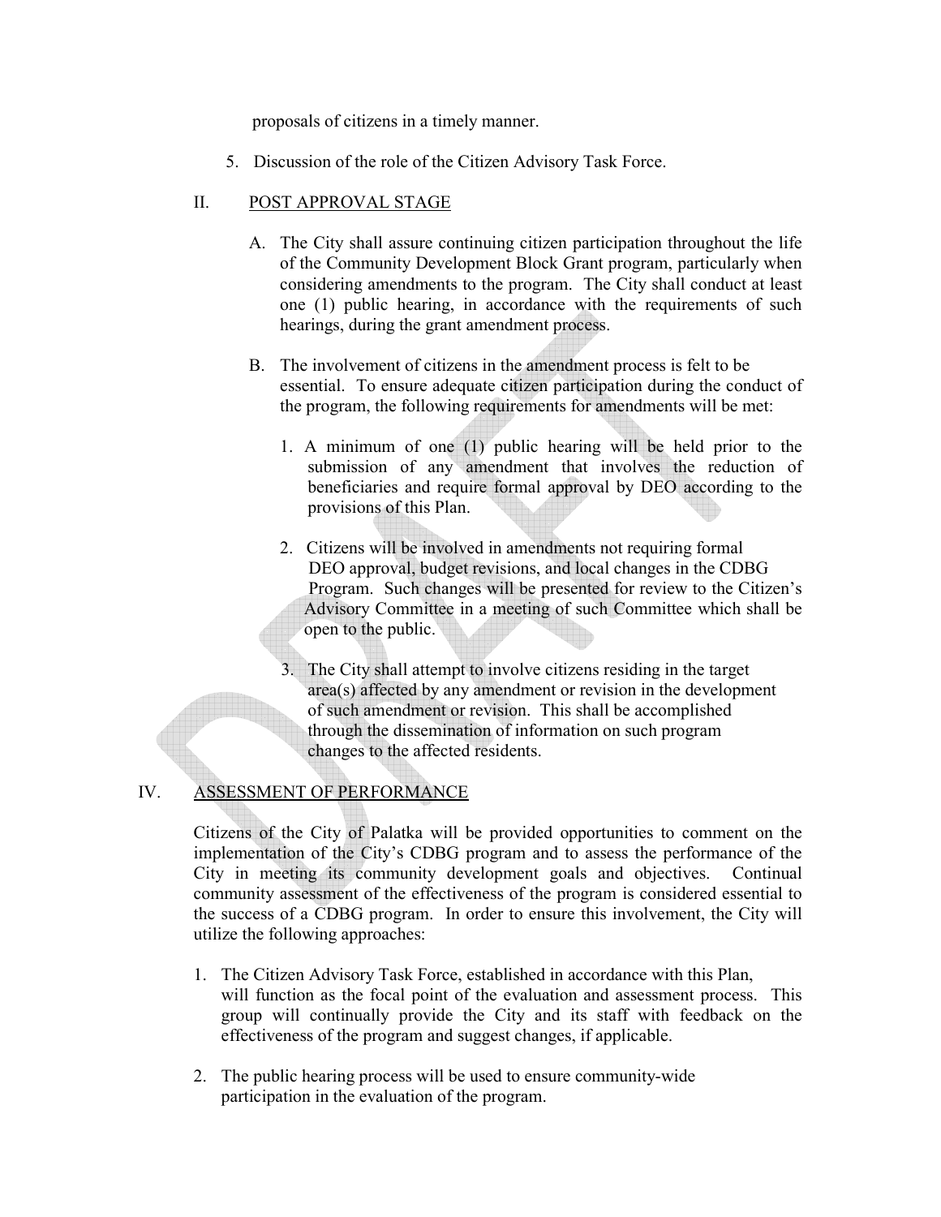proposals of citizens in a timely manner.

5. Discussion of the role of the Citizen Advisory Task Force.

## II. POST APPROVAL STAGE

A. The City shall assure continuing citizen participation throughout the life of the Community Development Block Grant program, particularly when considering amendments to the program. The City shall conduct at least one (1) public hearing, in accordance with the requirements of such hearings, during the grant amendment process.

B. The involvement of citizens in the amendment process is felt to be essential. To ensure adequate citizen participation during the conduct of the program, the following requirements for amendments will be met:

1. A minimum of one (1) public hearing will be held prior to the submission of any amendment that involves the reduction of beneficiaries and require formal approval by DEO according to the provisions of this Plan.

2. Citizens will be involved in amendments not requiring formal DEO approval, budget revisions, and local changes in the CDBG Program. Such changes will be presented for review to the Citizen's Advisory Committee in a meeting of such Committee which shall be open to the public.

3. The City shall attempt to involve citizens residing in the target area(s) affected by any amendment or revision in the development of such amendment or revision. This shall be accomplished through the dissemination of information on such program changes to the affected residents.

## IV. ASSESSMENT OF PERFORMANCE

Citizens of the City of Palatka will be provided opportunities to comment on the implementation of the City's CDBG program and to assess the performance of the City in meeting its community development goals and objectives. Continual community assessment of the effectiveness of the program is considered essential to the success of a CDBG program. In order to ensure this involvement, the City will utilize the following approaches:

1. The Citizen Advisory Task Force, established in accordance with this Plan, will function as the focal point of the evaluation and assessment process. This group will continually provide the City and its staff with feedback on the effectiveness of the program and suggest changes, if applicable.

2. The public hearing process will be used to ensure community-wide participation in the evaluation of the program.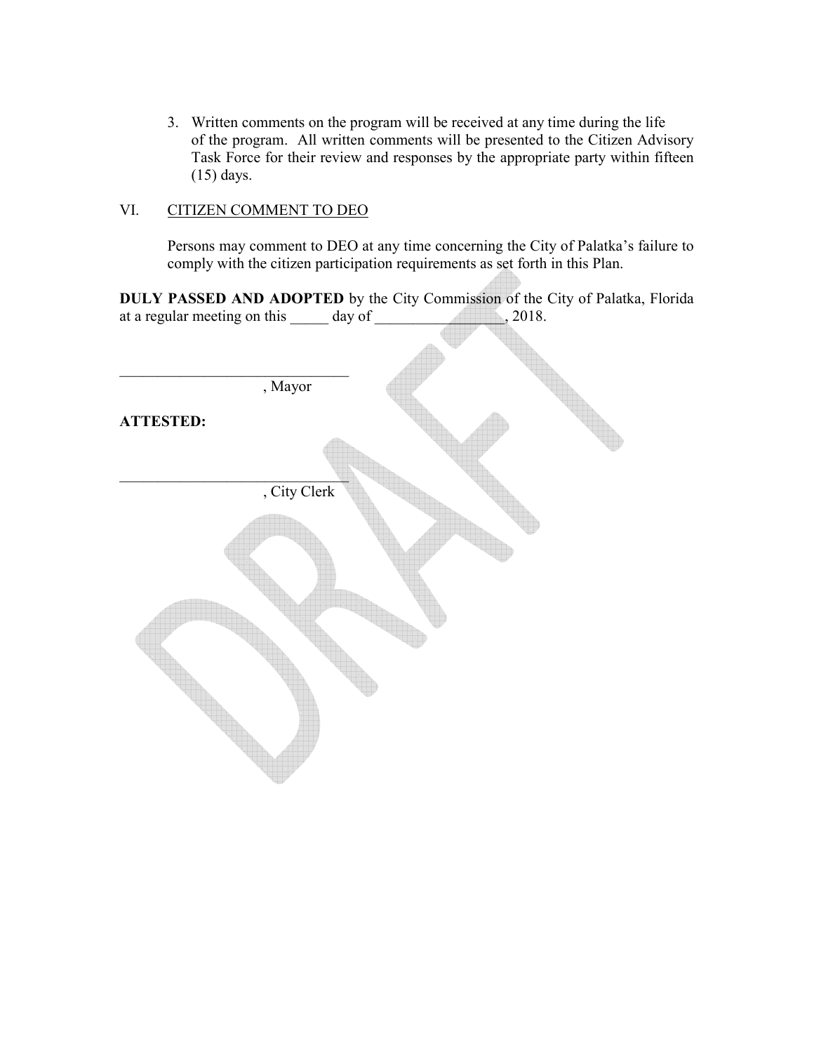3. Written comments on the program will be received at any time during the life of the program. All written comments will be presented to the Citizen Advisory Task Force for their review and responses by the appropriate party within fifteen (15) days.

## VI. CITIZEN COMMENT TO DEO

Persons may comment to DEO at any time concerning the City of Palatka's failure to comply with the citizen participation requirements as set forth in this Plan.

**DULY PASSED AND ADOPTED** by the City Commission of the City of Palatka, Florida at a regular meeting on this _____ day of _________________, 2018.

______________________________
, Mayor

**ATTESTED:**

______________________________
, City Clerk

DRAFT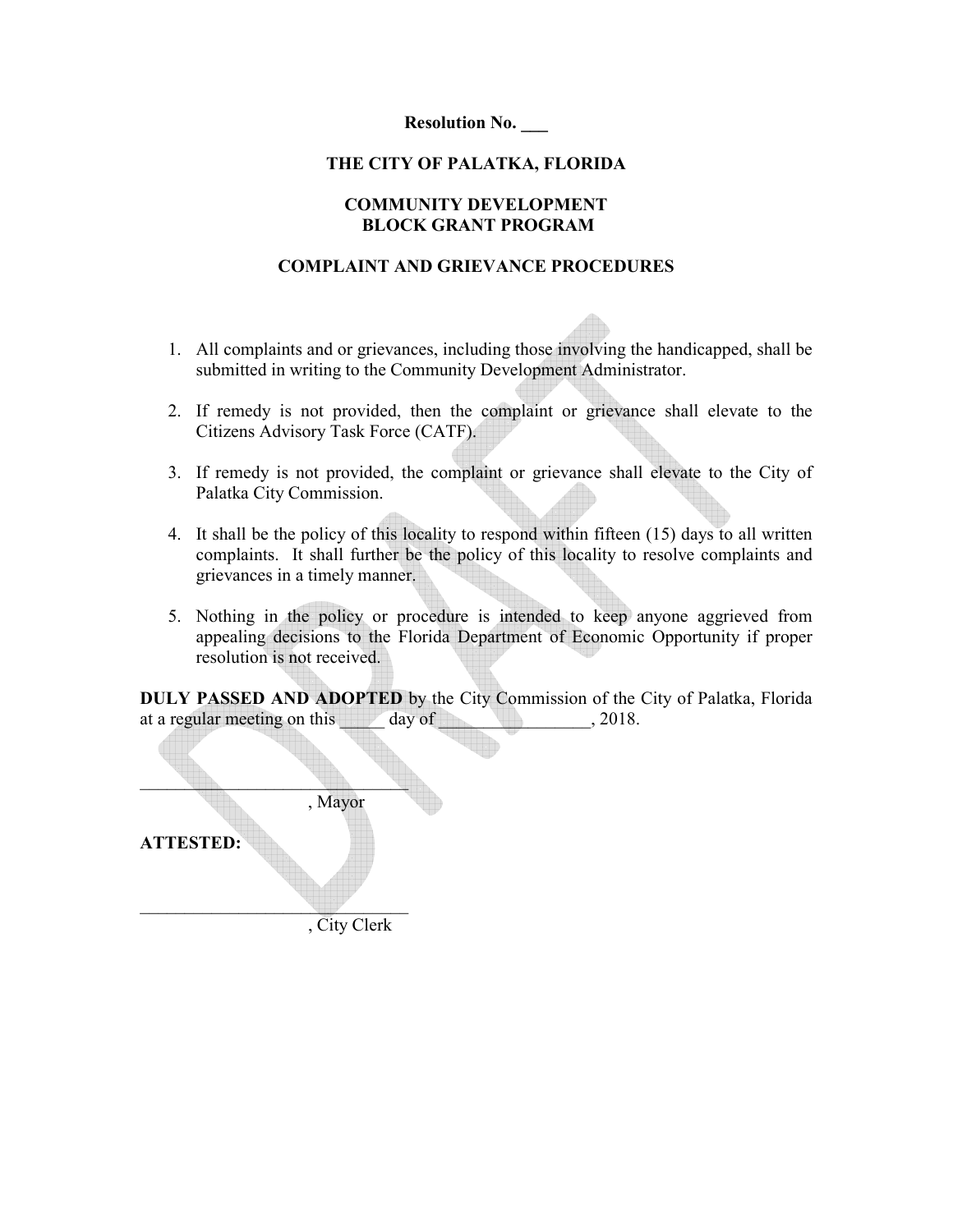**Resolution No. ___**

**THE CITY OF PALATKA, FLORIDA**

**COMMUNITY DEVELOPMENT BLOCK GRANT PROGRAM**

**COMPLAINT AND GRIEVANCE PROCEDURES**

1. All complaints and or grievances, including those involving the handicapped, shall be submitted in writing to the Community Development Administrator.

2. If remedy is not provided, then the complaint or grievance shall elevate to the Citizens Advisory Task Force (CATF).

3. If remedy is not provided, the complaint or grievance shall elevate to the City of Palatka City Commission.

4. It shall be the policy of this locality to respond within fifteen (15) days to all written complaints. It shall further be the policy of this locality to resolve complaints and grievances in a timely manner.

5. Nothing in the policy or procedure is intended to keep anyone aggrieved from appealing decisions to the Florida Department of Economic Opportunity if proper resolution is not received.

**DULY PASSED AND ADOPTED** by the City Commission of the City of Palatka, Florida at a regular meeting on this _____ day of _________________, 2018.

_______________________________
, Mayor

**ATTESTED:**

_______________________________
, City Clerk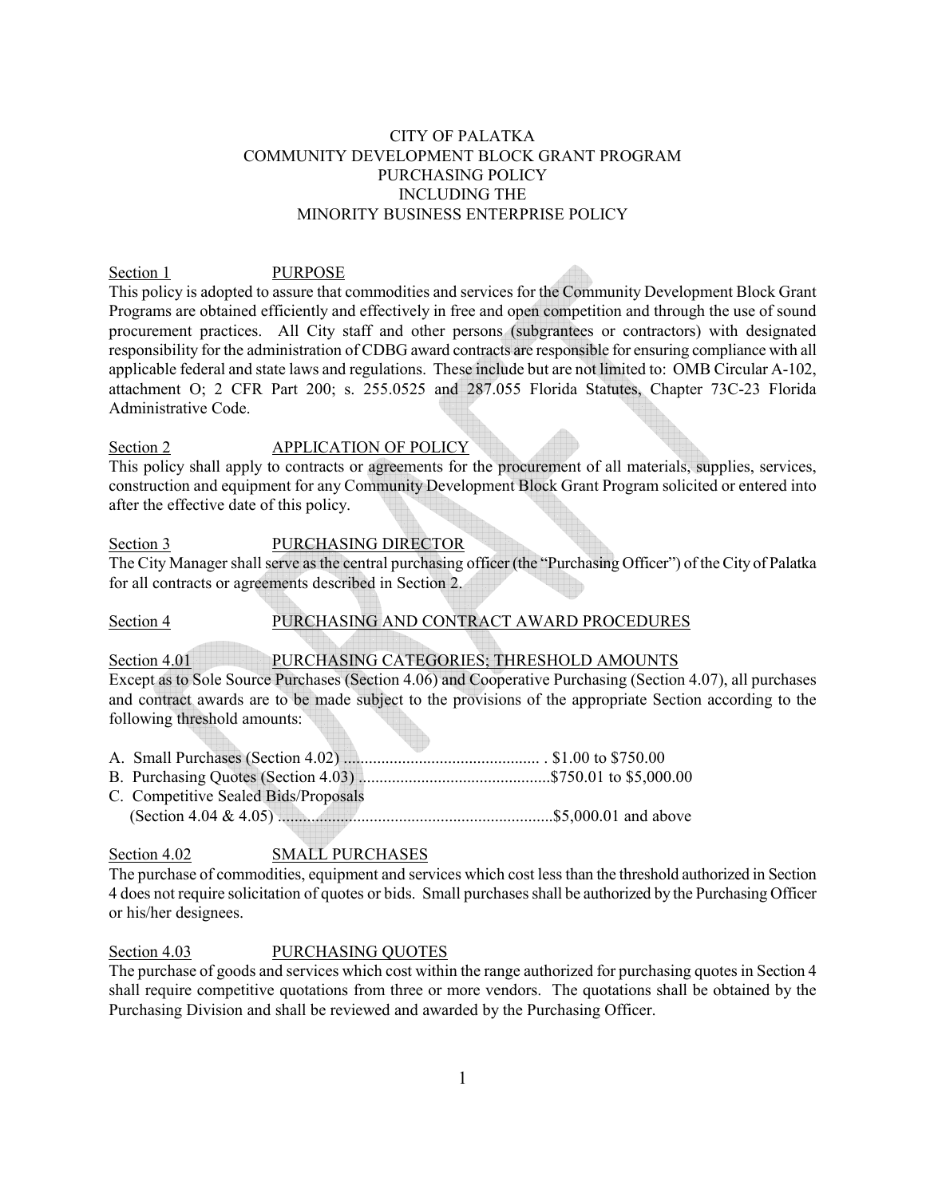CITY OF PALATKA
COMMUNITY DEVELOPMENT BLOCK GRANT PROGRAM
PURCHASING POLICY
INCLUDING THE
MINORITY BUSINESS ENTERPRISE POLICY

Section 1 PURPOSE

This policy is adopted to assure that commodities and services for the Community Development Block Grant Programs are obtained efficiently and effectively in free and open competition and through the use of sound procurement practices. All City staff and other persons (subgrantees or contractors) with designated responsibility for the administration of CDBG award contracts are responsible for ensuring compliance with all applicable federal and state laws and regulations. These include but are not limited to: OMB Circular A-102, attachment O; 2 CFR Part 200; s. 255.0525 and 287.055 Florida Statutes, Chapter 73C-23 Florida Administrative Code.

Section 2 APPLICATION OF POLICY

This policy shall apply to contracts or agreements for the procurement of all materials, supplies, services, construction and equipment for any Community Development Block Grant Program solicited or entered into after the effective date of this policy.

Section 3 PURCHASING DIRECTOR

The City Manager shall serve as the central purchasing officer (the "Purchasing Officer") of the City of Palatka for all contracts or agreements described in Section 2.

Section 4 PURCHASING AND CONTRACT AWARD PROCEDURES

Section 4.01 PURCHASING CATEGORIES; THRESHOLD AMOUNTS

Except as to Sole Source Purchases (Section 4.06) and Cooperative Purchasing (Section 4.07), all purchases and contract awards are to be made subject to the provisions of the appropriate Section according to the following threshold amounts:

A. Small Purchases (Section 4.02) ............................................... . $1.00 to $750.00
B. Purchasing Quotes (Section 4.03) .............................................$750.01 to $5,000.00
C. Competitive Sealed Bids/Proposals
   (Section 4.04 & 4.05) .................................................................$5,000.01 and above

Section 4.02 SMALL PURCHASES

The purchase of commodities, equipment and services which cost less than the threshold authorized in Section 4 does not require solicitation of quotes or bids. Small purchases shall be authorized by the Purchasing Officer or his/her designees.

Section 4.03 PURCHASING QUOTES

The purchase of goods and services which cost within the range authorized for purchasing quotes in Section 4 shall require competitive quotations from three or more vendors. The quotations shall be obtained by the Purchasing Division and shall be reviewed and awarded by the Purchasing Officer.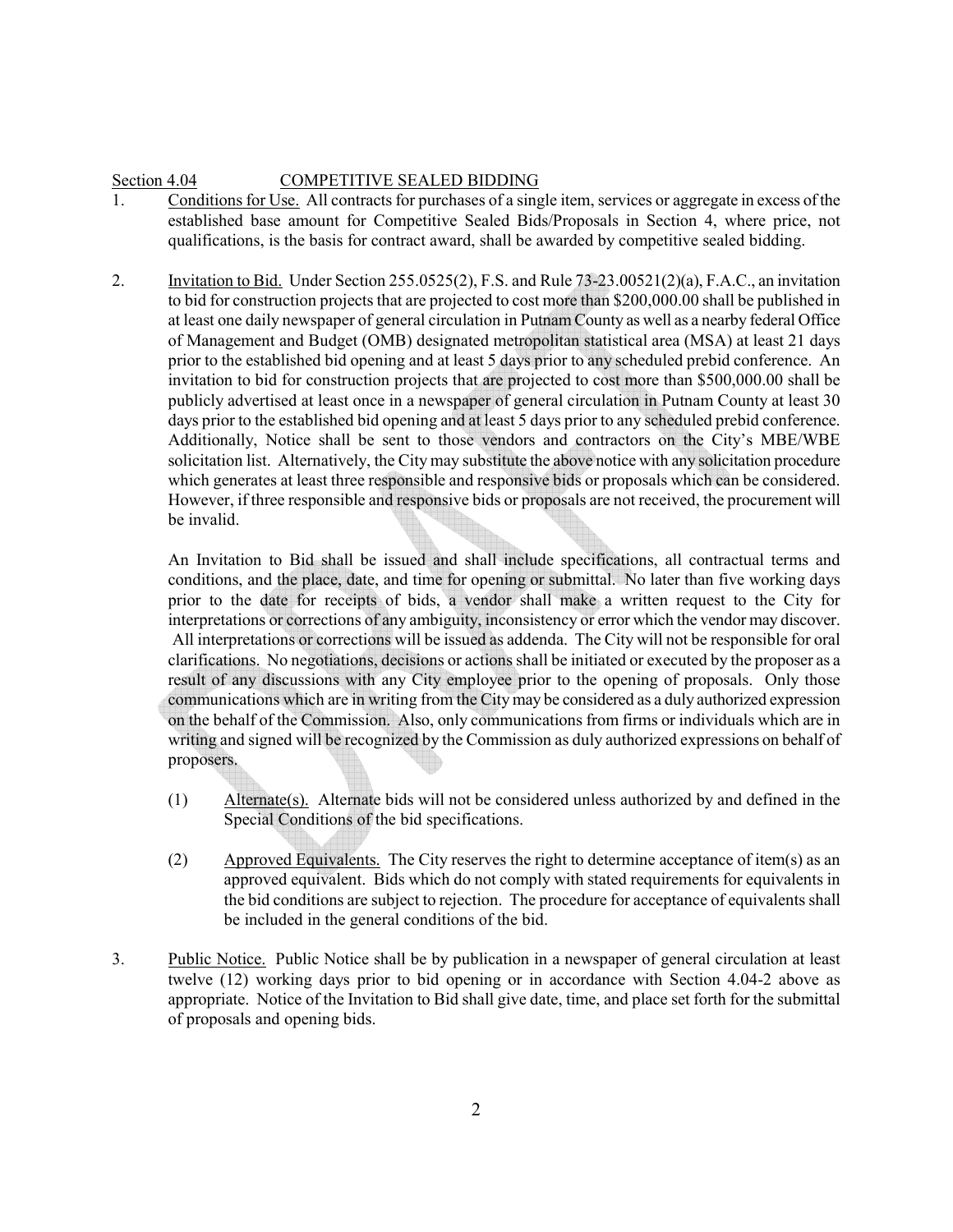Section 4.04 COMPETITIVE SEALED BIDDING

1. Conditions for Use. All contracts for purchases of a single item, services or aggregate in excess of the established base amount for Competitive Sealed Bids/Proposals in Section 4, where price, not qualifications, is the basis for contract award, shall be awarded by competitive sealed bidding.

2. Invitation to Bid. Under Section 255.0525(2), F.S. and Rule 73-23.00521(2)(a), F.A.C., an invitation to bid for construction projects that are projected to cost more than $200,000.00 shall be published in at least one daily newspaper of general circulation in Putnam County as well as a nearby federal Office of Management and Budget (OMB) designated metropolitan statistical area (MSA) at least 21 days prior to the established bid opening and at least 5 days prior to any scheduled prebid conference. An invitation to bid for construction projects that are projected to cost more than $500,000.00 shall be publicly advertised at least once in a newspaper of general circulation in Putnam County at least 30 days prior to the established bid opening and at least 5 days prior to any scheduled prebid conference. Additionally, Notice shall be sent to those vendors and contractors on the City's MBE/WBE solicitation list. Alternatively, the City may substitute the above notice with any solicitation procedure which generates at least three responsible and responsive bids or proposals which can be considered. However, if three responsible and responsive bids or proposals are not received, the procurement will be invalid.

   An Invitation to Bid shall be issued and shall include specifications, all contractual terms and conditions, and the place, date, and time for opening or submittal. No later than five working days prior to the date for receipts of bids, a vendor shall make a written request to the City for interpretations or corrections of any ambiguity, inconsistency or error which the vendor may discover. All interpretations or corrections will be issued as addenda. The City will not be responsible for oral clarifications. No negotiations, decisions or actions shall be initiated or executed by the proposer as a result of any discussions with any City employee prior to the opening of proposals. Only those communications which are in writing from the City may be considered as a duly authorized expression on the behalf of the Commission. Also, only communications from firms or individuals which are in writing and signed will be recognized by the Commission as duly authorized expressions on behalf of proposers.

   (1) Alternate(s). Alternate bids will not be considered unless authorized by and defined in the Special Conditions of the bid specifications.

   (2) Approved Equivalents. The City reserves the right to determine acceptance of item(s) as an approved equivalent. Bids which do not comply with stated requirements for equivalents in the bid conditions are subject to rejection. The procedure for acceptance of equivalents shall be included in the general conditions of the bid.

3. Public Notice. Public Notice shall be by publication in a newspaper of general circulation at least twelve (12) working days prior to bid opening or in accordance with Section 4.04-2 above as appropriate. Notice of the Invitation to Bid shall give date, time, and place set forth for the submittal of proposals and opening bids.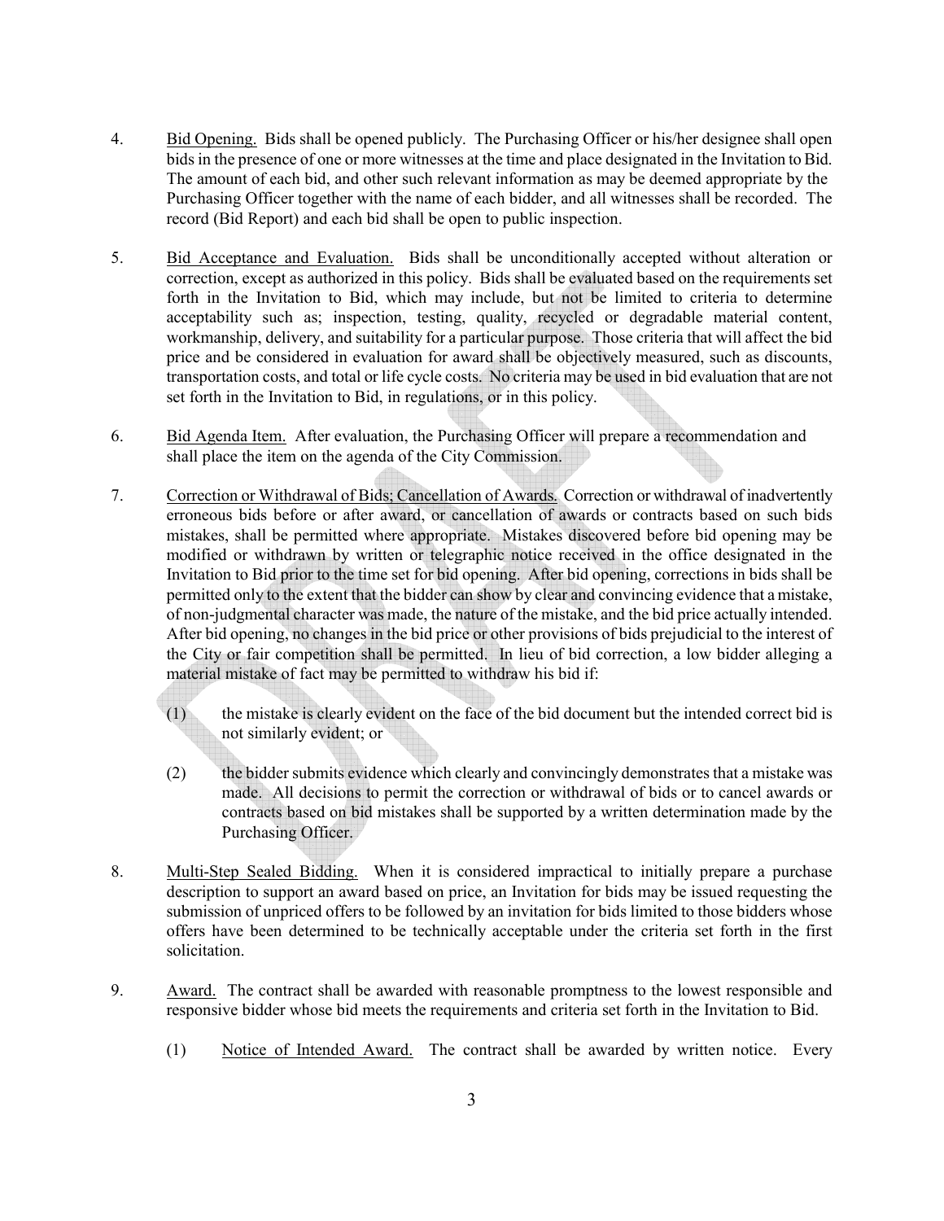4. <u>Bid Opening.</u> Bids shall be opened publicly. The Purchasing Officer or his/her designee shall open bids in the presence of one or more witnesses at the time and place designated in the Invitation to Bid. The amount of each bid, and other such relevant information as may be deemed appropriate by the Purchasing Officer together with the name of each bidder, and all witnesses shall be recorded. The record (Bid Report) and each bid shall be open to public inspection.

5. <u>Bid Acceptance and Evaluation.</u> Bids shall be unconditionally accepted without alteration or correction, except as authorized in this policy. Bids shall be evaluated based on the requirements set forth in the Invitation to Bid, which may include, but not be limited to criteria to determine acceptability such as; inspection, testing, quality, recycled or degradable material content, workmanship, delivery, and suitability for a particular purpose. Those criteria that will affect the bid price and be considered in evaluation for award shall be objectively measured, such as discounts, transportation costs, and total or life cycle costs. No criteria may be used in bid evaluation that are not set forth in the Invitation to Bid, in regulations, or in this policy.

6. <u>Bid Agenda Item.</u> After evaluation, the Purchasing Officer will prepare a recommendation and shall place the item on the agenda of the City Commission.

7. <u>Correction or Withdrawal of Bids; Cancellation of Awards.</u> Correction or withdrawal of inadvertently erroneous bids before or after award, or cancellation of awards or contracts based on such bids mistakes, shall be permitted where appropriate. Mistakes discovered before bid opening may be modified or withdrawn by written or telegraphic notice received in the office designated in the Invitation to Bid prior to the time set for bid opening. After bid opening, corrections in bids shall be permitted only to the extent that the bidder can show by clear and convincing evidence that a mistake, of non-judgmental character was made, the nature of the mistake, and the bid price actually intended. After bid opening, no changes in the bid price or other provisions of bids prejudicial to the interest of the City or fair competition shall be permitted. In lieu of bid correction, a low bidder alleging a material mistake of fact may be permitted to withdraw his bid if:

   (1) the mistake is clearly evident on the face of the bid document but the intended correct bid is not similarly evident; or

   (2) the bidder submits evidence which clearly and convincingly demonstrates that a mistake was made. All decisions to permit the correction or withdrawal of bids or to cancel awards or contracts based on bid mistakes shall be supported by a written determination made by the Purchasing Officer.

8. <u>Multi-Step Sealed Bidding.</u> When it is considered impractical to initially prepare a purchase description to support an award based on price, an Invitation for bids may be issued requesting the submission of unpriced offers to be followed by an invitation for bids limited to those bidders whose offers have been determined to be technically acceptable under the criteria set forth in the first solicitation.

9. <u>Award.</u> The contract shall be awarded with reasonable promptness to the lowest responsible and responsive bidder whose bid meets the requirements and criteria set forth in the Invitation to Bid.

   (1) <u>Notice of Intended Award.</u> The contract shall be awarded by written notice. Every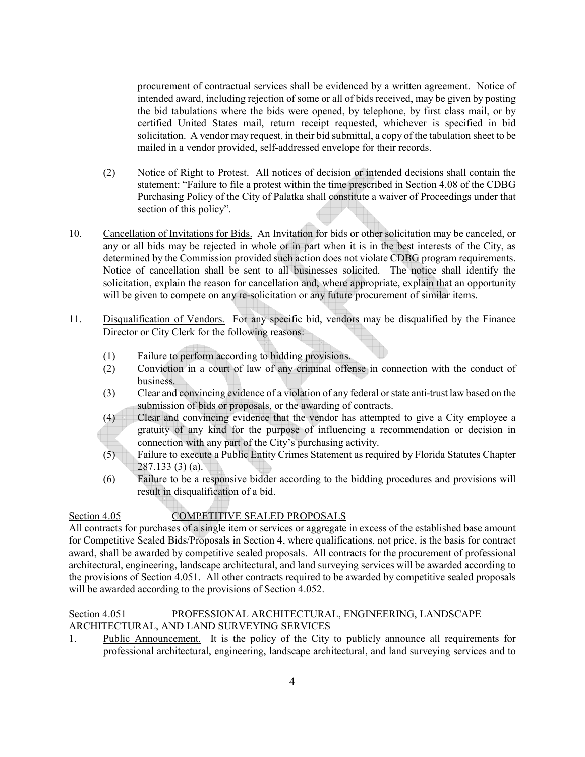procurement of contractual services shall be evidenced by a written agreement. Notice of intended award, including rejection of some or all of bids received, may be given by posting the bid tabulations where the bids were opened, by telephone, by first class mail, or by certified United States mail, return receipt requested, whichever is specified in bid solicitation. A vendor may request, in their bid submittal, a copy of the tabulation sheet to be mailed in a vendor provided, self-addressed envelope for their records.

(2) Notice of Right to Protest. All notices of decision or intended decisions shall contain the statement: "Failure to file a protest within the time prescribed in Section 4.08 of the CDBG Purchasing Policy of the City of Palatka shall constitute a waiver of Proceedings under that section of this policy".

10. Cancellation of Invitations for Bids. An Invitation for bids or other solicitation may be canceled, or any or all bids may be rejected in whole or in part when it is in the best interests of the City, as determined by the Commission provided such action does not violate CDBG program requirements. Notice of cancellation shall be sent to all businesses solicited. The notice shall identify the solicitation, explain the reason for cancellation and, where appropriate, explain that an opportunity will be given to compete on any re-solicitation or any future procurement of similar items.

11. Disqualification of Vendors. For any specific bid, vendors may be disqualified by the Finance Director or City Clerk for the following reasons:

(1) Failure to perform according to bidding provisions.
(2) Conviction in a court of law of any criminal offense in connection with the conduct of business.
(3) Clear and convincing evidence of a violation of any federal or state anti-trust law based on the submission of bids or proposals, or the awarding of contracts.
(4) Clear and convincing evidence that the vendor has attempted to give a City employee a gratuity of any kind for the purpose of influencing a recommendation or decision in connection with any part of the City's purchasing activity.
(5) Failure to execute a Public Entity Crimes Statement as required by Florida Statutes Chapter 287.133 (3) (a).
(6) Failure to be a responsive bidder according to the bidding procedures and provisions will result in disqualification of a bid.

## Section 4.05 COMPETITIVE SEALED PROPOSALS

All contracts for purchases of a single item or services or aggregate in excess of the established base amount for Competitive Sealed Bids/Proposals in Section 4, where qualifications, not price, is the basis for contract award, shall be awarded by competitive sealed proposals. All contracts for the procurement of professional architectural, engineering, landscape architectural, and land surveying services will be awarded according to the provisions of Section 4.051. All other contracts required to be awarded by competitive sealed proposals will be awarded according to the provisions of Section 4.052.

## Section 4.051 PROFESSIONAL ARCHITECTURAL, ENGINEERING, LANDSCAPE ARCHITECTURAL, AND LAND SURVEYING SERVICES

1. Public Announcement. It is the policy of the City to publicly announce all requirements for professional architectural, engineering, landscape architectural, and land surveying services and to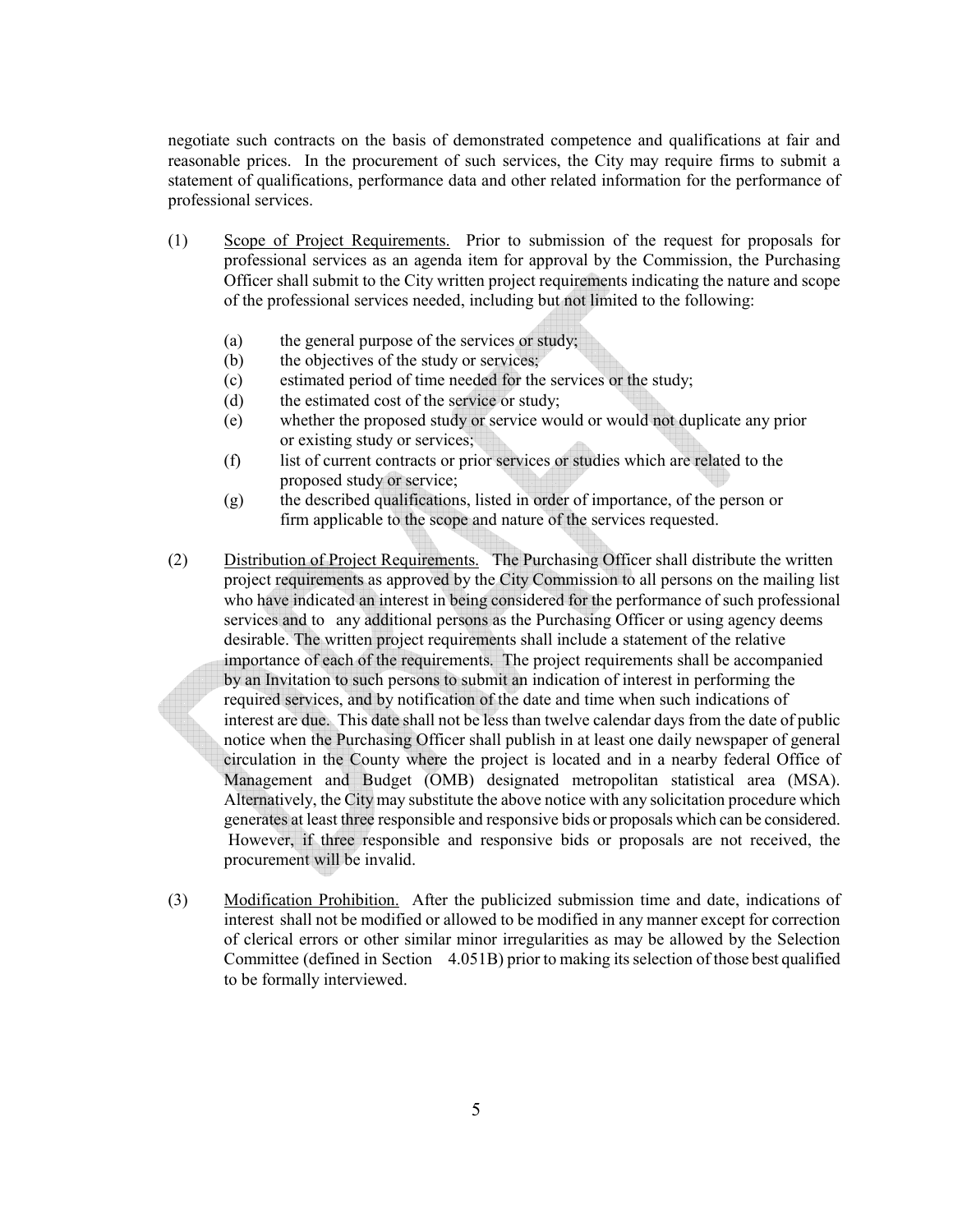negotiate such contracts on the basis of demonstrated competence and qualifications at fair and reasonable prices. In the procurement of such services, the City may require firms to submit a statement of qualifications, performance data and other related information for the performance of professional services.

(1) Scope of Project Requirements. Prior to submission of the request for proposals for professional services as an agenda item for approval by the Commission, the Purchasing Officer shall submit to the City written project requirements indicating the nature and scope of the professional services needed, including but not limited to the following:

  (a) the general purpose of the services or study;
  (b) the objectives of the study or services;
  (c) estimated period of time needed for the services or the study;
  (d) the estimated cost of the service or study;
  (e) whether the proposed study or service would or would not duplicate any prior or existing study or services;
  (f) list of current contracts or prior services or studies which are related to the proposed study or service;
  (g) the described qualifications, listed in order of importance, of the person or firm applicable to the scope and nature of the services requested.

(2) Distribution of Project Requirements. The Purchasing Officer shall distribute the written project requirements as approved by the City Commission to all persons on the mailing list who have indicated an interest in being considered for the performance of such professional services and to any additional persons as the Purchasing Officer or using agency deems desirable. The written project requirements shall include a statement of the relative importance of each of the requirements. The project requirements shall be accompanied by an Invitation to such persons to submit an indication of interest in performing the required services, and by notification of the date and time when such indications of interest are due. This date shall not be less than twelve calendar days from the date of public notice when the Purchasing Officer shall publish in at least one daily newspaper of general circulation in the County where the project is located and in a nearby federal Office of Management and Budget (OMB) designated metropolitan statistical area (MSA). Alternatively, the City may substitute the above notice with any solicitation procedure which generates at least three responsible and responsive bids or proposals which can be considered. However, if three responsible and responsive bids or proposals are not received, the procurement will be invalid.

(3) Modification Prohibition. After the publicized submission time and date, indications of interest shall not be modified or allowed to be modified in any manner except for correction of clerical errors or other similar minor irregularities as may be allowed by the Selection Committee (defined in Section 4.051B) prior to making its selection of those best qualified to be formally interviewed.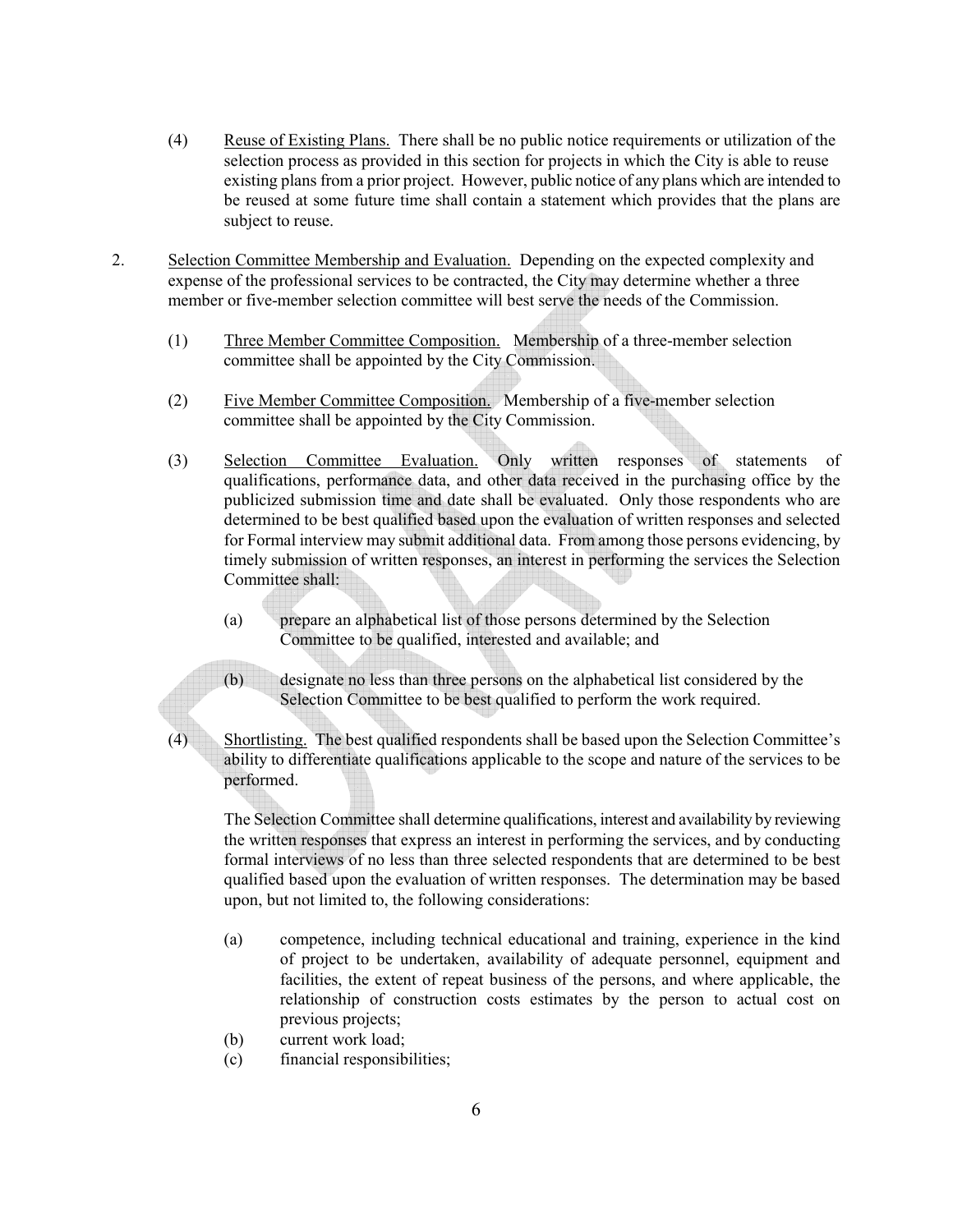(4) Reuse of Existing Plans. There shall be no public notice requirements or utilization of the selection process as provided in this section for projects in which the City is able to reuse existing plans from a prior project. However, public notice of any plans which are intended to be reused at some future time shall contain a statement which provides that the plans are subject to reuse.

2. Selection Committee Membership and Evaluation. Depending on the expected complexity and expense of the professional services to be contracted, the City may determine whether a three member or five-member selection committee will best serve the needs of the Commission.

(1) Three Member Committee Composition. Membership of a three-member selection committee shall be appointed by the City Commission.

(2) Five Member Committee Composition. Membership of a five-member selection committee shall be appointed by the City Commission.

(3) Selection Committee Evaluation. Only written responses of statements of qualifications, performance data, and other data received in the purchasing office by the publicized submission time and date shall be evaluated. Only those respondents who are determined to be best qualified based upon the evaluation of written responses and selected for Formal interview may submit additional data. From among those persons evidencing, by timely submission of written responses, an interest in performing the services the Selection Committee shall:

(a) prepare an alphabetical list of those persons determined by the Selection Committee to be qualified, interested and available; and

(b) designate no less than three persons on the alphabetical list considered by the Selection Committee to be best qualified to perform the work required.

(4) Shortlisting. The best qualified respondents shall be based upon the Selection Committee's ability to differentiate qualifications applicable to the scope and nature of the services to be performed.

The Selection Committee shall determine qualifications, interest and availability by reviewing the written responses that express an interest in performing the services, and by conducting formal interviews of no less than three selected respondents that are determined to be best qualified based upon the evaluation of written responses. The determination may be based upon, but not limited to, the following considerations:

(a) competence, including technical educational and training, experience in the kind of project to be undertaken, availability of adequate personnel, equipment and facilities, the extent of repeat business of the persons, and where applicable, the relationship of construction costs estimates by the person to actual cost on previous projects;
(b) current work load;
(c) financial responsibilities;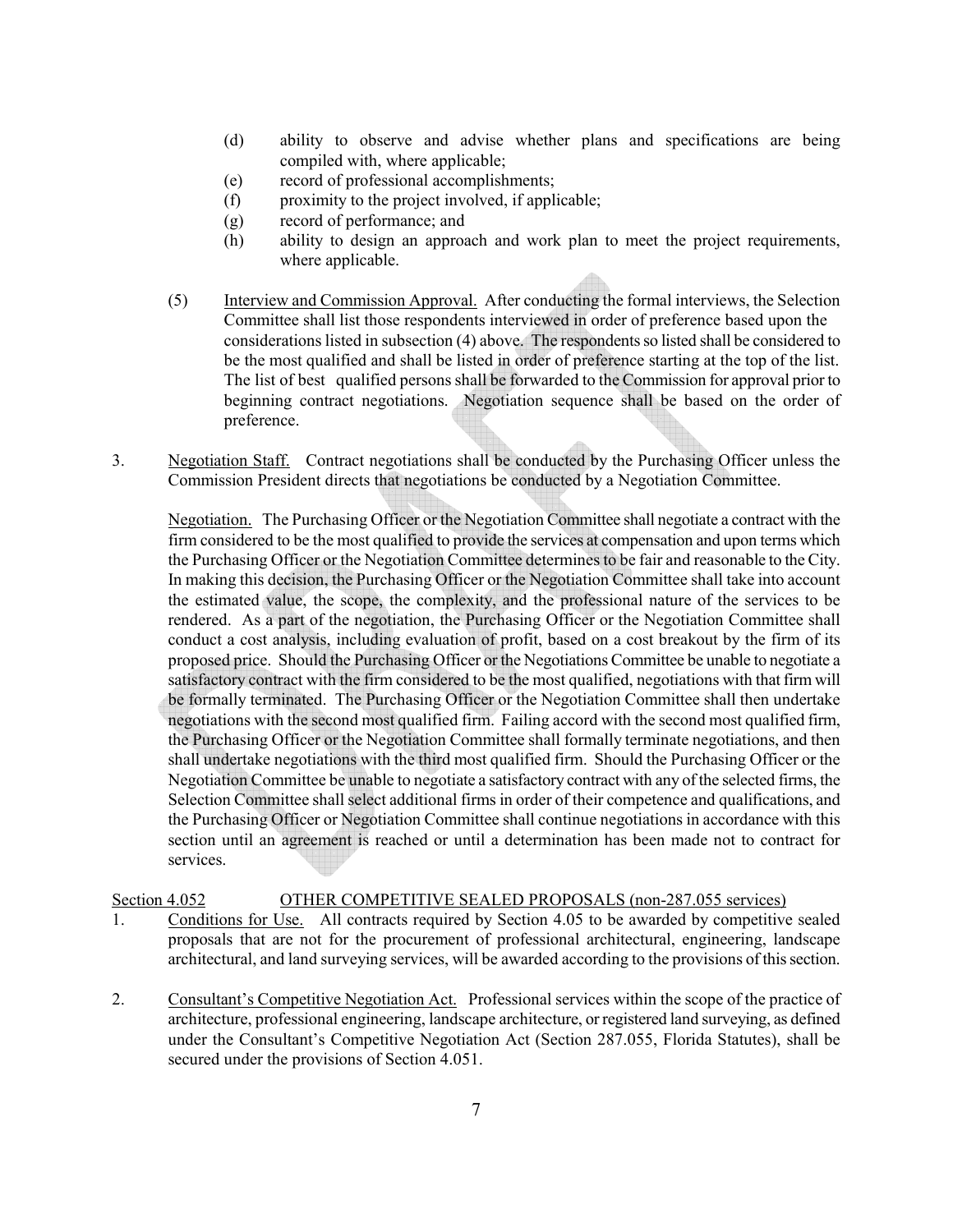(d) ability to observe and advise whether plans and specifications are being compiled with, where applicable;
(e) record of professional accomplishments;
(f) proximity to the project involved, if applicable;
(g) record of performance; and
(h) ability to design an approach and work plan to meet the project requirements, where applicable.

(5) Interview and Commission Approval. After conducting the formal interviews, the Selection Committee shall list those respondents interviewed in order of preference based upon the considerations listed in subsection (4) above. The respondents so listed shall be considered to be the most qualified and shall be listed in order of preference starting at the top of the list. The list of best qualified persons shall be forwarded to the Commission for approval prior to beginning contract negotiations. Negotiation sequence shall be based on the order of preference.

3. Negotiation Staff. Contract negotiations shall be conducted by the Purchasing Officer unless the Commission President directs that negotiations be conducted by a Negotiation Committee.

Negotiation. The Purchasing Officer or the Negotiation Committee shall negotiate a contract with the firm considered to be the most qualified to provide the services at compensation and upon terms which the Purchasing Officer or the Negotiation Committee determines to be fair and reasonable to the City. In making this decision, the Purchasing Officer or the Negotiation Committee shall take into account the estimated value, the scope, the complexity, and the professional nature of the services to be rendered. As a part of the negotiation, the Purchasing Officer or the Negotiation Committee shall conduct a cost analysis, including evaluation of profit, based on a cost breakout by the firm of its proposed price. Should the Purchasing Officer or the Negotiations Committee be unable to negotiate a satisfactory contract with the firm considered to be the most qualified, negotiations with that firm will be formally terminated. The Purchasing Officer or the Negotiation Committee shall then undertake negotiations with the second most qualified firm. Failing accord with the second most qualified firm, the Purchasing Officer or the Negotiation Committee shall formally terminate negotiations, and then shall undertake negotiations with the third most qualified firm. Should the Purchasing Officer or the Negotiation Committee be unable to negotiate a satisfactory contract with any of the selected firms, the Selection Committee shall select additional firms in order of their competence and qualifications, and the Purchasing Officer or Negotiation Committee shall continue negotiations in accordance with this section until an agreement is reached or until a determination has been made not to contract for services.

Section 4.052 OTHER COMPETITIVE SEALED PROPOSALS (non-287.055 services)

1. Conditions for Use. All contracts required by Section 4.05 to be awarded by competitive sealed proposals that are not for the procurement of professional architectural, engineering, landscape architectural, and land surveying services, will be awarded according to the provisions of this section.

2. Consultant's Competitive Negotiation Act. Professional services within the scope of the practice of architecture, professional engineering, landscape architecture, or registered land surveying, as defined under the Consultant's Competitive Negotiation Act (Section 287.055, Florida Statutes), shall be secured under the provisions of Section 4.051.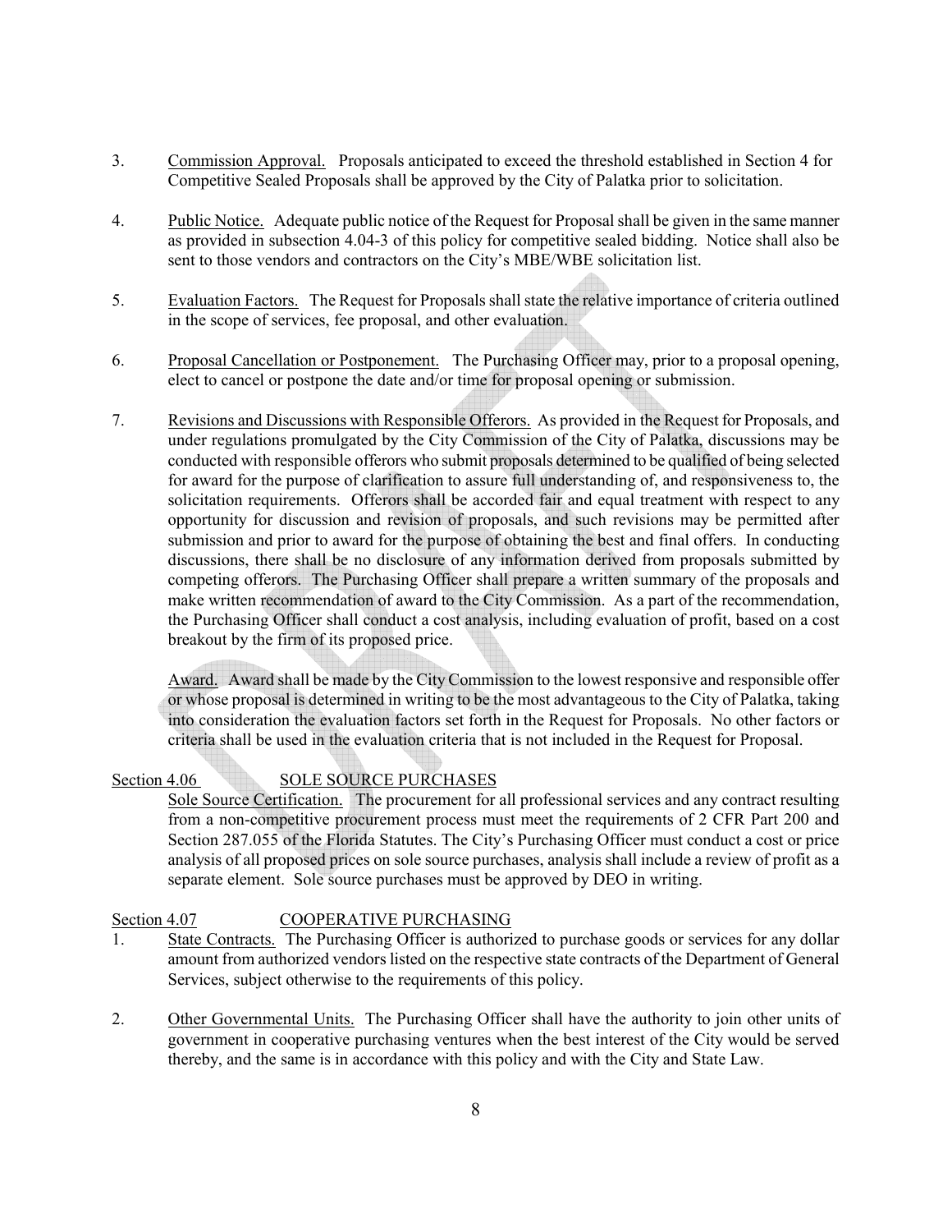3. Commission Approval. Proposals anticipated to exceed the threshold established in Section 4 for Competitive Sealed Proposals shall be approved by the City of Palatka prior to solicitation.

4. Public Notice. Adequate public notice of the Request for Proposal shall be given in the same manner as provided in subsection 4.04-3 of this policy for competitive sealed bidding. Notice shall also be sent to those vendors and contractors on the City's MBE/WBE solicitation list.

5. Evaluation Factors. The Request for Proposals shall state the relative importance of criteria outlined in the scope of services, fee proposal, and other evaluation.

6. Proposal Cancellation or Postponement. The Purchasing Officer may, prior to a proposal opening, elect to cancel or postpone the date and/or time for proposal opening or submission.

7. Revisions and Discussions with Responsible Offerors. As provided in the Request for Proposals, and under regulations promulgated by the City Commission of the City of Palatka, discussions may be conducted with responsible offerors who submit proposals determined to be qualified of being selected for award for the purpose of clarification to assure full understanding of, and responsiveness to, the solicitation requirements. Offerors shall be accorded fair and equal treatment with respect to any opportunity for discussion and revision of proposals, and such revisions may be permitted after submission and prior to award for the purpose of obtaining the best and final offers. In conducting discussions, there shall be no disclosure of any information derived from proposals submitted by competing offerors. The Purchasing Officer shall prepare a written summary of the proposals and make written recommendation of award to the City Commission. As a part of the recommendation, the Purchasing Officer shall conduct a cost analysis, including evaluation of profit, based on a cost breakout by the firm of its proposed price.

   Award. Award shall be made by the City Commission to the lowest responsive and responsible offer or whose proposal is determined in writing to be the most advantageous to the City of Palatka, taking into consideration the evaluation factors set forth in the Request for Proposals. No other factors or criteria shall be used in the evaluation criteria that is not included in the Request for Proposal.

## Section 4.06 SOLE SOURCE PURCHASES

Sole Source Certification. The procurement for all professional services and any contract resulting from a non-competitive procurement process must meet the requirements of 2 CFR Part 200 and Section 287.055 of the Florida Statutes. The City's Purchasing Officer must conduct a cost or price analysis of all proposed prices on sole source purchases, analysis shall include a review of profit as a separate element. Sole source purchases must be approved by DEO in writing.

## Section 4.07 COOPERATIVE PURCHASING

1. State Contracts. The Purchasing Officer is authorized to purchase goods or services for any dollar amount from authorized vendors listed on the respective state contracts of the Department of General Services, subject otherwise to the requirements of this policy.

2. Other Governmental Units. The Purchasing Officer shall have the authority to join other units of government in cooperative purchasing ventures when the best interest of the City would be served thereby, and the same is in accordance with this policy and with the City and State Law.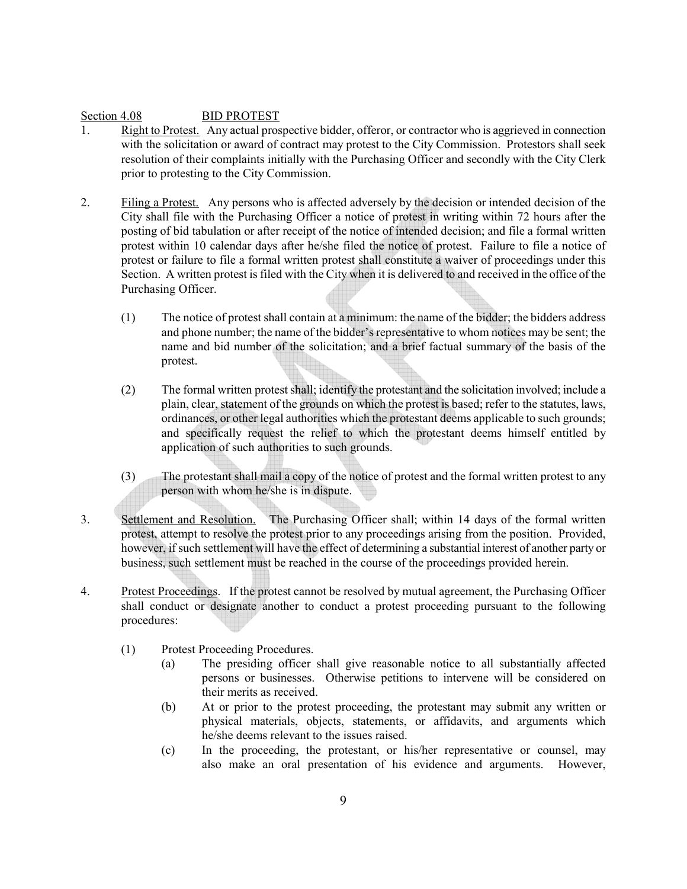Section 4.08 BID PROTEST

1. Right to Protest. Any actual prospective bidder, offeror, or contractor who is aggrieved in connection with the solicitation or award of contract may protest to the City Commission. Protestors shall seek resolution of their complaints initially with the Purchasing Officer and secondly with the City Clerk prior to protesting to the City Commission.

2. Filing a Protest. Any persons who is affected adversely by the decision or intended decision of the City shall file with the Purchasing Officer a notice of protest in writing within 72 hours after the posting of bid tabulation or after receipt of the notice of intended decision; and file a formal written protest within 10 calendar days after he/she filed the notice of protest. Failure to file a notice of protest or failure to file a formal written protest shall constitute a waiver of proceedings under this Section. A written protest is filed with the City when it is delivered to and received in the office of the Purchasing Officer.

   (1) The notice of protest shall contain at a minimum: the name of the bidder; the bidders address and phone number; the name of the bidder's representative to whom notices may be sent; the name and bid number of the solicitation; and a brief factual summary of the basis of the protest.

   (2) The formal written protest shall; identify the protestant and the solicitation involved; include a plain, clear, statement of the grounds on which the protest is based; refer to the statutes, laws, ordinances, or other legal authorities which the protestant deems applicable to such grounds; and specifically request the relief to which the protestant deems himself entitled by application of such authorities to such grounds.

   (3) The protestant shall mail a copy of the notice of protest and the formal written protest to any person with whom he/she is in dispute.

3. Settlement and Resolution. The Purchasing Officer shall; within 14 days of the formal written protest, attempt to resolve the protest prior to any proceedings arising from the position. Provided, however, if such settlement will have the effect of determining a substantial interest of another party or business, such settlement must be reached in the course of the proceedings provided herein.

4. Protest Proceedings. If the protest cannot be resolved by mutual agreement, the Purchasing Officer shall conduct or designate another to conduct a protest proceeding pursuant to the following procedures:

   (1) Protest Proceeding Procedures.

      (a) The presiding officer shall give reasonable notice to all substantially affected persons or businesses. Otherwise petitions to intervene will be considered on their merits as received.

      (b) At or prior to the protest proceeding, the protestant may submit any written or physical materials, objects, statements, or affidavits, and arguments which he/she deems relevant to the issues raised.

      (c) In the proceeding, the protestant, or his/her representative or counsel, may also make an oral presentation of his evidence and arguments. However,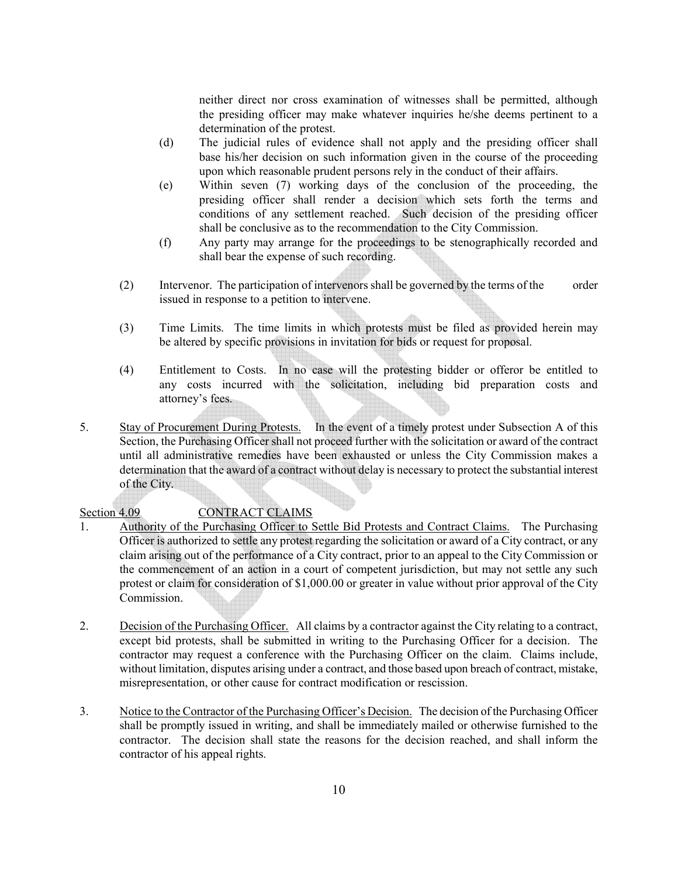neither direct nor cross examination of witnesses shall be permitted, although the presiding officer may make whatever inquiries he/she deems pertinent to a determination of the protest.

(d) The judicial rules of evidence shall not apply and the presiding officer shall base his/her decision on such information given in the course of the proceeding upon which reasonable prudent persons rely in the conduct of their affairs.

(e) Within seven (7) working days of the conclusion of the proceeding, the presiding officer shall render a decision which sets forth the terms and conditions of any settlement reached. Such decision of the presiding officer shall be conclusive as to the recommendation to the City Commission.

(f) Any party may arrange for the proceedings to be stenographically recorded and shall bear the expense of such recording.

(2) Intervenor. The participation of intervenors shall be governed by the terms of the order issued in response to a petition to intervene.

(3) Time Limits. The time limits in which protests must be filed as provided herein may be altered by specific provisions in invitation for bids or request for proposal.

(4) Entitlement to Costs. In no case will the protesting bidder or offeror be entitled to any costs incurred with the solicitation, including bid preparation costs and attorney's fees.

5. Stay of Procurement During Protests. In the event of a timely protest under Subsection A of this Section, the Purchasing Officer shall not proceed further with the solicitation or award of the contract until all administrative remedies have been exhausted or unless the City Commission makes a determination that the award of a contract without delay is necessary to protect the substantial interest of the City.

## Section 4.09 CONTRACT CLAIMS

1. Authority of the Purchasing Officer to Settle Bid Protests and Contract Claims. The Purchasing Officer is authorized to settle any protest regarding the solicitation or award of a City contract, or any claim arising out of the performance of a City contract, prior to an appeal to the City Commission or the commencement of an action in a court of competent jurisdiction, but may not settle any such protest or claim for consideration of $1,000.00 or greater in value without prior approval of the City Commission.

2. Decision of the Purchasing Officer. All claims by a contractor against the City relating to a contract, except bid protests, shall be submitted in writing to the Purchasing Officer for a decision. The contractor may request a conference with the Purchasing Officer on the claim. Claims include, without limitation, disputes arising under a contract, and those based upon breach of contract, mistake, misrepresentation, or other cause for contract modification or rescission.

3. Notice to the Contractor of the Purchasing Officer's Decision. The decision of the Purchasing Officer shall be promptly issued in writing, and shall be immediately mailed or otherwise furnished to the contractor. The decision shall state the reasons for the decision reached, and shall inform the contractor of his appeal rights.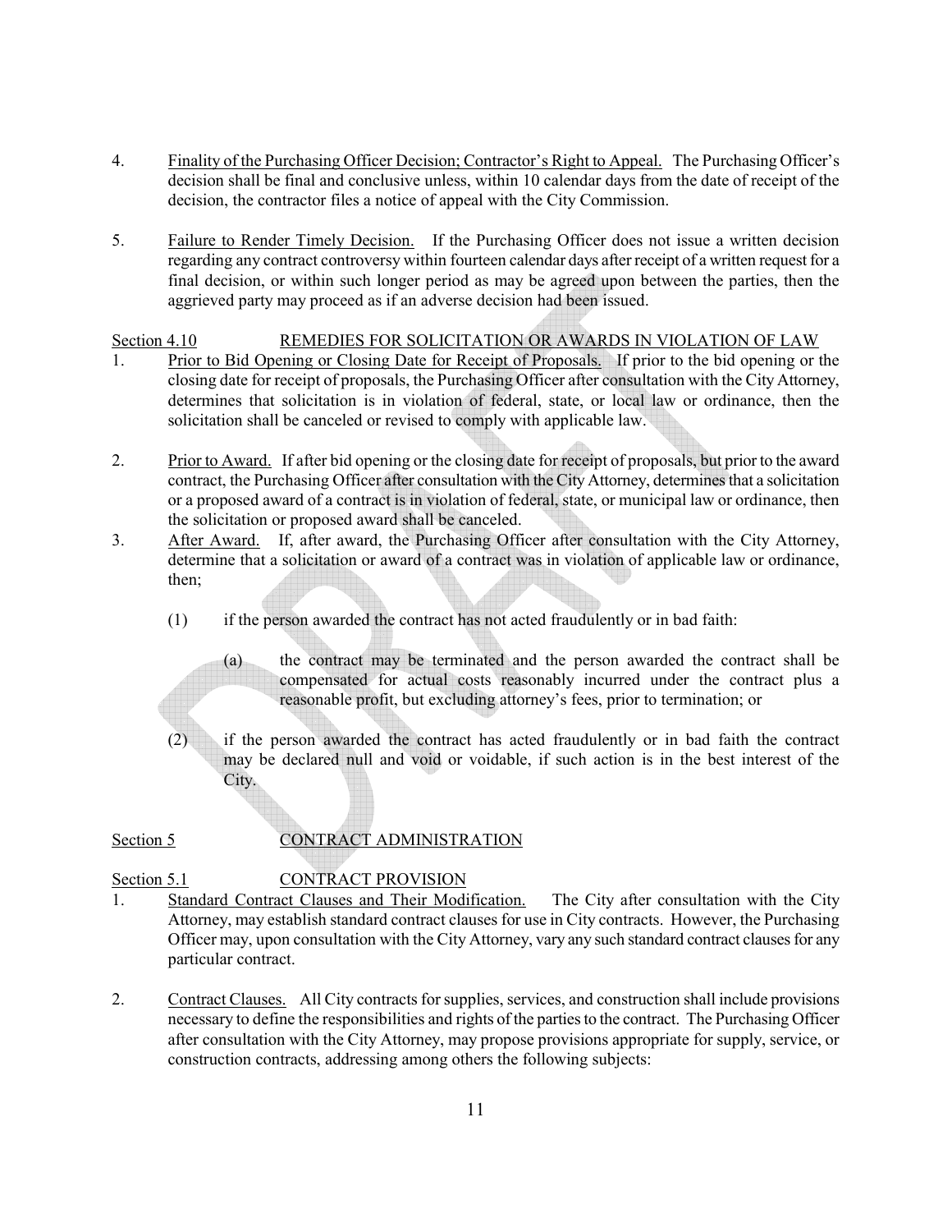4. Finality of the Purchasing Officer Decision; Contractor's Right to Appeal. The Purchasing Officer's decision shall be final and conclusive unless, within 10 calendar days from the date of receipt of the decision, the contractor files a notice of appeal with the City Commission.

5. Failure to Render Timely Decision. If the Purchasing Officer does not issue a written decision regarding any contract controversy within fourteen calendar days after receipt of a written request for a final decision, or within such longer period as may be agreed upon between the parties, then the aggrieved party may proceed as if an adverse decision had been issued.

Section 4.10 REMEDIES FOR SOLICITATION OR AWARDS IN VIOLATION OF LAW

1. Prior to Bid Opening or Closing Date for Receipt of Proposals. If prior to the bid opening or the closing date for receipt of proposals, the Purchasing Officer after consultation with the City Attorney, determines that solicitation is in violation of federal, state, or local law or ordinance, then the solicitation shall be canceled or revised to comply with applicable law.

2. Prior to Award. If after bid opening or the closing date for receipt of proposals, but prior to the award contract, the Purchasing Officer after consultation with the City Attorney, determines that a solicitation or a proposed award of a contract is in violation of federal, state, or municipal law or ordinance, then the solicitation or proposed award shall be canceled.

3. After Award. If, after award, the Purchasing Officer after consultation with the City Attorney, determine that a solicitation or award of a contract was in violation of applicable law or ordinance, then;

   (1) if the person awarded the contract has not acted fraudulently or in bad faith:

      (a) the contract may be terminated and the person awarded the contract shall be compensated for actual costs reasonably incurred under the contract plus a reasonable profit, but excluding attorney's fees, prior to termination; or

   (2) if the person awarded the contract has acted fraudulently or in bad faith the contract may be declared null and void or voidable, if such action is in the best interest of the City.

Section 5 CONTRACT ADMINISTRATION

Section 5.1 CONTRACT PROVISION

1. Standard Contract Clauses and Their Modification. The City after consultation with the City Attorney, may establish standard contract clauses for use in City contracts. However, the Purchasing Officer may, upon consultation with the City Attorney, vary any such standard contract clauses for any particular contract.

2. Contract Clauses. All City contracts for supplies, services, and construction shall include provisions necessary to define the responsibilities and rights of the parties to the contract. The Purchasing Officer after consultation with the City Attorney, may propose provisions appropriate for supply, service, or construction contracts, addressing among others the following subjects: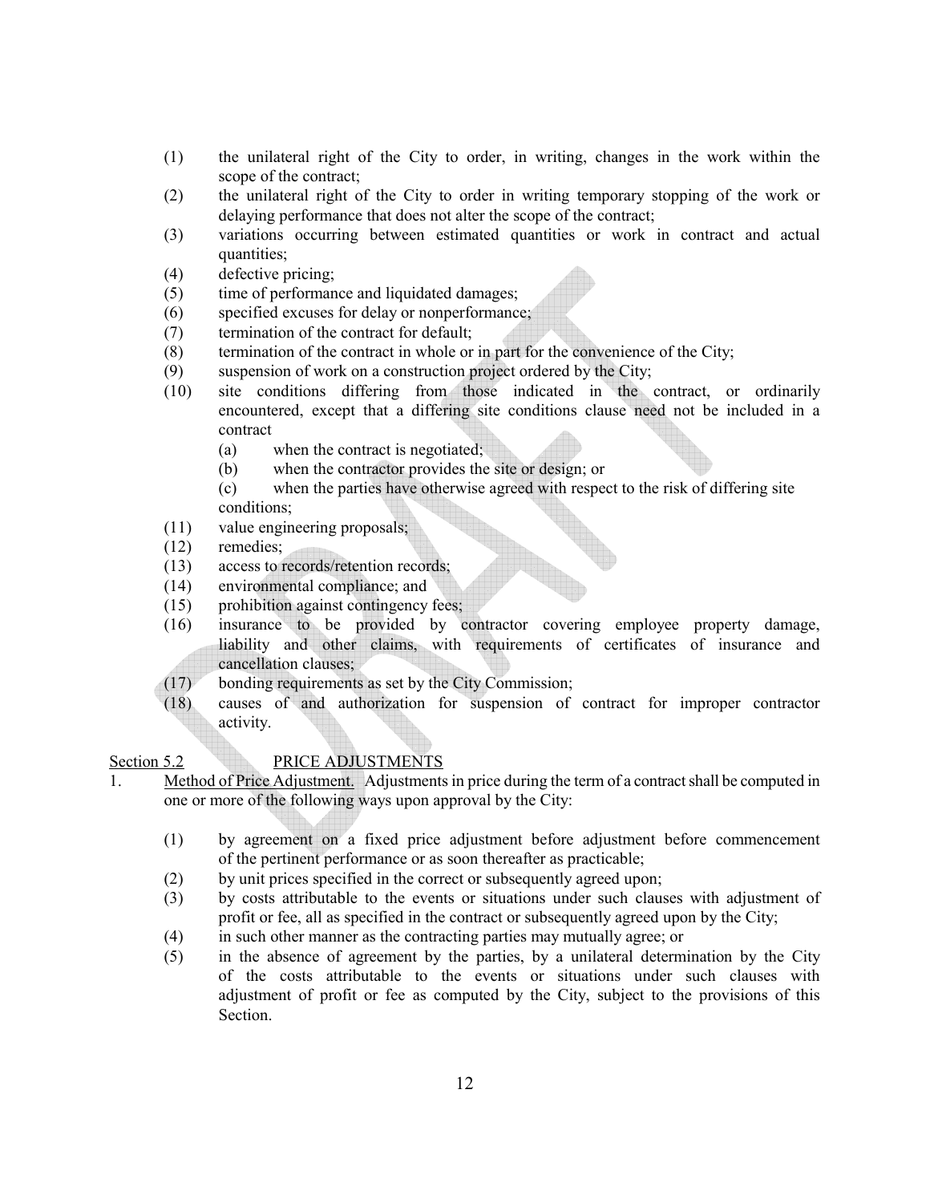(1) the unilateral right of the City to order, in writing, changes in the work within the scope of the contract;
(2) the unilateral right of the City to order in writing temporary stopping of the work or delaying performance that does not alter the scope of the contract;
(3) variations occurring between estimated quantities or work in contract and actual quantities;
(4) defective pricing;
(5) time of performance and liquidated damages;
(6) specified excuses for delay or nonperformance;
(7) termination of the contract for default;
(8) termination of the contract in whole or in part for the convenience of the City;
(9) suspension of work on a construction project ordered by the City;
(10) site conditions differing from those indicated in the contract, or ordinarily encountered, except that a differing site conditions clause need not be included in a contract
    (a) when the contract is negotiated;
    (b) when the contractor provides the site or design; or
    (c) when the parties have otherwise agreed with respect to the risk of differing site conditions;
(11) value engineering proposals;
(12) remedies;
(13) access to records/retention records;
(14) environmental compliance; and
(15) prohibition against contingency fees;
(16) insurance to be provided by contractor covering employee property damage, liability and other claims, with requirements of certificates of insurance and cancellation clauses;
(17) bonding requirements as set by the City Commission;
(18) causes of and authorization for suspension of contract for improper contractor activity.

Section 5.2 PRICE ADJUSTMENTS

1. Method of Price Adjustment. Adjustments in price during the term of a contract shall be computed in one or more of the following ways upon approval by the City:

    (1) by agreement on a fixed price adjustment before adjustment before commencement of the pertinent performance or as soon thereafter as practicable;
    (2) by unit prices specified in the correct or subsequently agreed upon;
    (3) by costs attributable to the events or situations under such clauses with adjustment of profit or fee, all as specified in the contract or subsequently agreed upon by the City;
    (4) in such other manner as the contracting parties may mutually agree; or
    (5) in the absence of agreement by the parties, by a unilateral determination by the City of the costs attributable to the events or situations under such clauses with adjustment of profit or fee as computed by the City, subject to the provisions of this Section.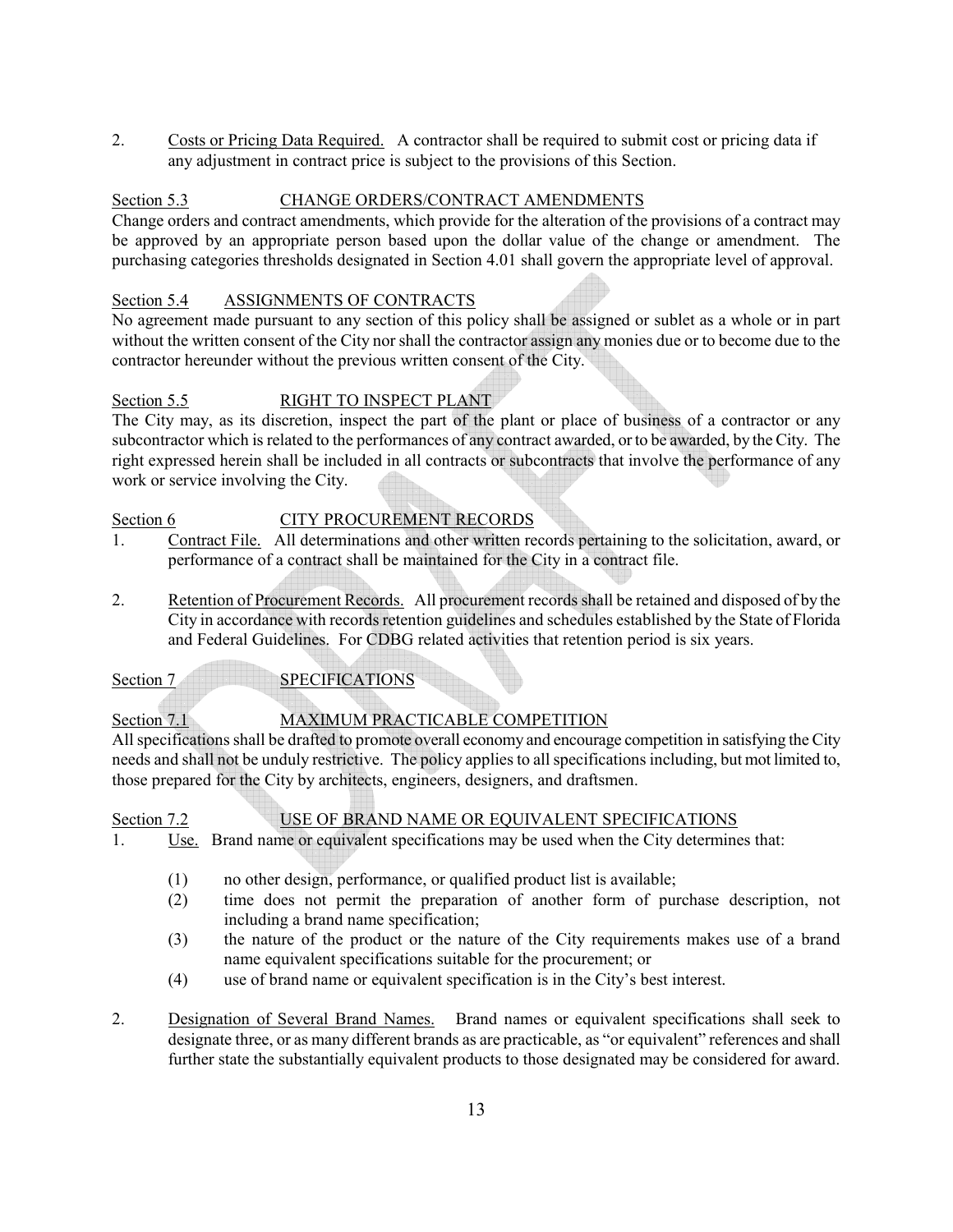2. Costs or Pricing Data Required. A contractor shall be required to submit cost or pricing data if any adjustment in contract price is subject to the provisions of this Section.

## Section 5.3 CHANGE ORDERS/CONTRACT AMENDMENTS

Change orders and contract amendments, which provide for the alteration of the provisions of a contract may be approved by an appropriate person based upon the dollar value of the change or amendment. The purchasing categories thresholds designated in Section 4.01 shall govern the appropriate level of approval.

## Section 5.4 ASSIGNMENTS OF CONTRACTS

No agreement made pursuant to any section of this policy shall be assigned or sublet as a whole or in part without the written consent of the City nor shall the contractor assign any monies due or to become due to the contractor hereunder without the previous written consent of the City.

## Section 5.5 RIGHT TO INSPECT PLANT

The City may, as its discretion, inspect the part of the plant or place of business of a contractor or any subcontractor which is related to the performances of any contract awarded, or to be awarded, by the City. The right expressed herein shall be included in all contracts or subcontracts that involve the performance of any work or service involving the City.

## Section 6 CITY PROCUREMENT RECORDS

1. Contract File. All determinations and other written records pertaining to the solicitation, award, or performance of a contract shall be maintained for the City in a contract file.

2. Retention of Procurement Records. All procurement records shall be retained and disposed of by the City in accordance with records retention guidelines and schedules established by the State of Florida and Federal Guidelines. For CDBG related activities that retention period is six years.

## Section 7 SPECIFICATIONS

## Section 7.1 MAXIMUM PRACTICABLE COMPETITION

All specifications shall be drafted to promote overall economy and encourage competition in satisfying the City needs and shall not be unduly restrictive. The policy applies to all specifications including, but mot limited to, those prepared for the City by architects, engineers, designers, and draftsmen.

## Section 7.2 USE OF BRAND NAME OR EQUIVALENT SPECIFICATIONS

1. Use. Brand name or equivalent specifications may be used when the City determines that:

   (1) no other design, performance, or qualified product list is available;

   (2) time does not permit the preparation of another form of purchase description, not including a brand name specification;

   (3) the nature of the product or the nature of the City requirements makes use of a brand name equivalent specifications suitable for the procurement; or

   (4) use of brand name or equivalent specification is in the City's best interest.

2. Designation of Several Brand Names. Brand names or equivalent specifications shall seek to designate three, or as many different brands as are practicable, as "or equivalent" references and shall further state the substantially equivalent products to those designated may be considered for award.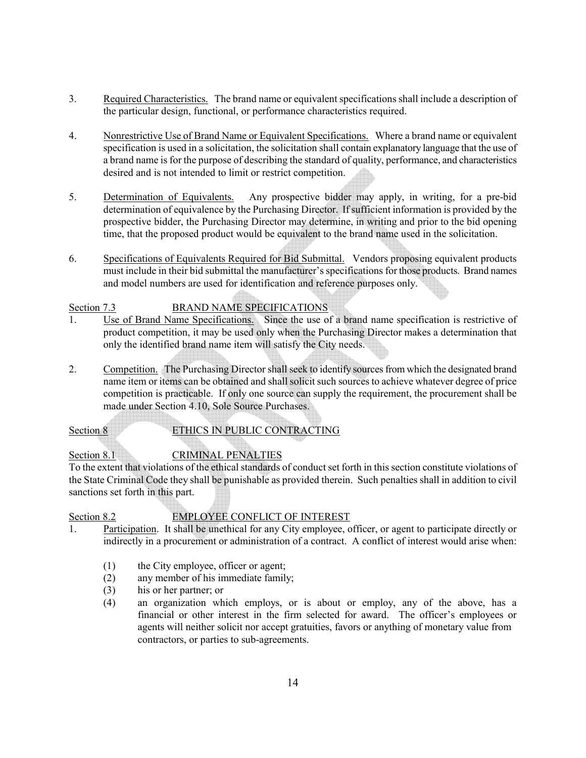3. Required Characteristics. The brand name or equivalent specifications shall include a description of the particular design, functional, or performance characteristics required.

4. Nonrestrictive Use of Brand Name or Equivalent Specifications. Where a brand name or equivalent specification is used in a solicitation, the solicitation shall contain explanatory language that the use of a brand name is for the purpose of describing the standard of quality, performance, and characteristics desired and is not intended to limit or restrict competition.

5. Determination of Equivalents. Any prospective bidder may apply, in writing, for a pre-bid determination of equivalence by the Purchasing Director. If sufficient information is provided by the prospective bidder, the Purchasing Director may determine, in writing and prior to the bid opening time, that the proposed product would be equivalent to the brand name used in the solicitation.

6. Specifications of Equivalents Required for Bid Submittal. Vendors proposing equivalent products must include in their bid submittal the manufacturer's specifications for those products. Brand names and model numbers are used for identification and reference purposes only.

## Section 7.3 BRAND NAME SPECIFICATIONS

1. Use of Brand Name Specifications. Since the use of a brand name specification is restrictive of product competition, it may be used only when the Purchasing Director makes a determination that only the identified brand name item will satisfy the City needs.

2. Competition. The Purchasing Director shall seek to identify sources from which the designated brand name item or items can be obtained and shall solicit such sources to achieve whatever degree of price competition is practicable. If only one source can supply the requirement, the procurement shall be made under Section 4.10, Sole Source Purchases.

## Section 8 ETHICS IN PUBLIC CONTRACTING

## Section 8.1 CRIMINAL PENALTIES

To the extent that violations of the ethical standards of conduct set forth in this section constitute violations of the State Criminal Code they shall be punishable as provided therein. Such penalties shall in addition to civil sanctions set forth in this part.

## Section 8.2 EMPLOYEE CONFLICT OF INTEREST

1. Participation. It shall be unethical for any City employee, officer, or agent to participate directly or indirectly in a procurement or administration of a contract. A conflict of interest would arise when:

   (1) the City employee, officer or agent;
   (2) any member of his immediate family;
   (3) his or her partner; or
   (4) an organization which employs, or is about or employ, any of the above, has a financial or other interest in the firm selected for award. The officer's employees or agents will neither solicit nor accept gratuities, favors or anything of monetary value from contractors, or parties to sub-agreements.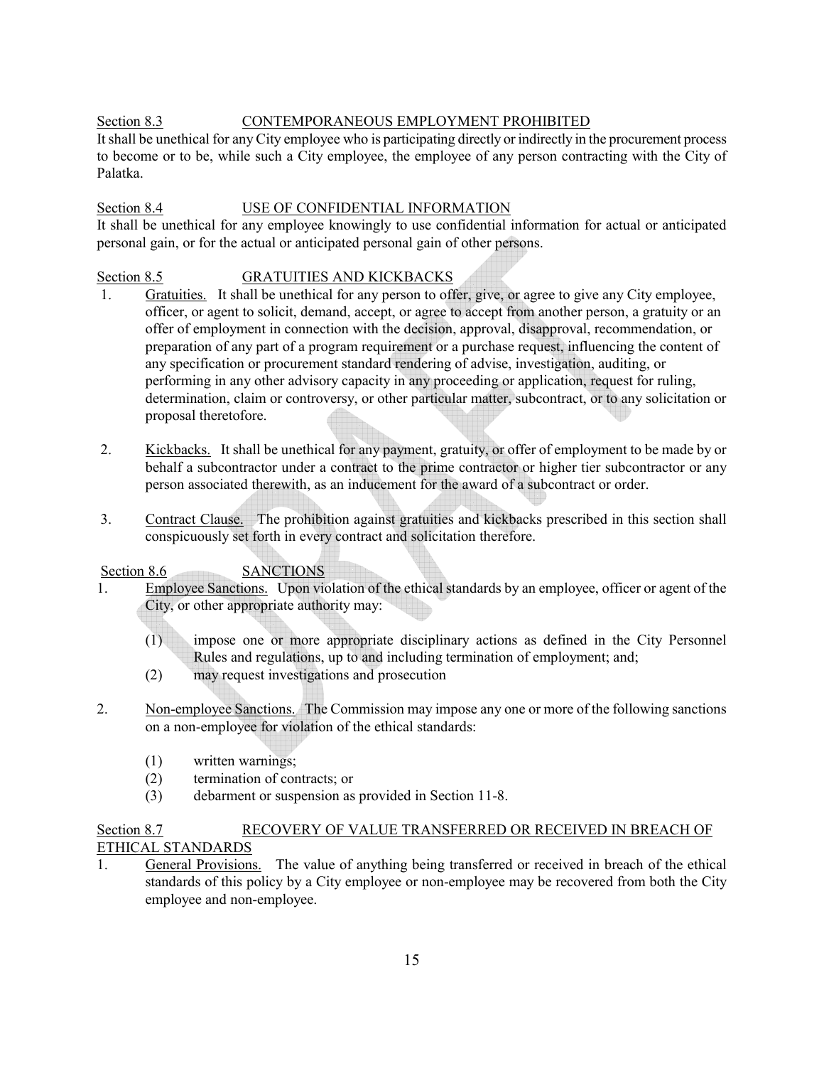Section 8.3 CONTEMPORANEOUS EMPLOYMENT PROHIBITED

It shall be unethical for any City employee who is participating directly or indirectly in the procurement process to become or to be, while such a City employee, the employee of any person contracting with the City of Palatka.

Section 8.4 USE OF CONFIDENTIAL INFORMATION

It shall be unethical for any employee knowingly to use confidential information for actual or anticipated personal gain, or for the actual or anticipated personal gain of other persons.

Section 8.5 GRATUITIES AND KICKBACKS

1. Gratuities. It shall be unethical for any person to offer, give, or agree to give any City employee, officer, or agent to solicit, demand, accept, or agree to accept from another person, a gratuity or an offer of employment in connection with the decision, approval, disapproval, recommendation, or preparation of any part of a program requirement or a purchase request, influencing the content of any specification or procurement standard rendering of advise, investigation, auditing, or performing in any other advisory capacity in any proceeding or application, request for ruling, determination, claim or controversy, or other particular matter, subcontract, or to any solicitation or proposal theretofore.

2. Kickbacks. It shall be unethical for any payment, gratuity, or offer of employment to be made by or behalf a subcontractor under a contract to the prime contractor or higher tier subcontractor or any person associated therewith, as an inducement for the award of a subcontract or order.

3. Contract Clause. The prohibition against gratuities and kickbacks prescribed in this section shall conspicuously set forth in every contract and solicitation therefore.

Section 8.6 SANCTIONS

1. Employee Sanctions. Upon violation of the ethical standards by an employee, officer or agent of the City, or other appropriate authority may:

   (1) impose one or more appropriate disciplinary actions as defined in the City Personnel Rules and regulations, up to and including termination of employment; and;
   
   (2) may request investigations and prosecution

2. Non-employee Sanctions. The Commission may impose any one or more of the following sanctions on a non-employee for violation of the ethical standards:

   (1) written warnings;
   
   (2) termination of contracts; or
   
   (3) debarment or suspension as provided in Section 11-8.

Section 8.7 RECOVERY OF VALUE TRANSFERRED OR RECEIVED IN BREACH OF ETHICAL STANDARDS

1. General Provisions. The value of anything being transferred or received in breach of the ethical standards of this policy by a City employee or non-employee may be recovered from both the City employee and non-employee.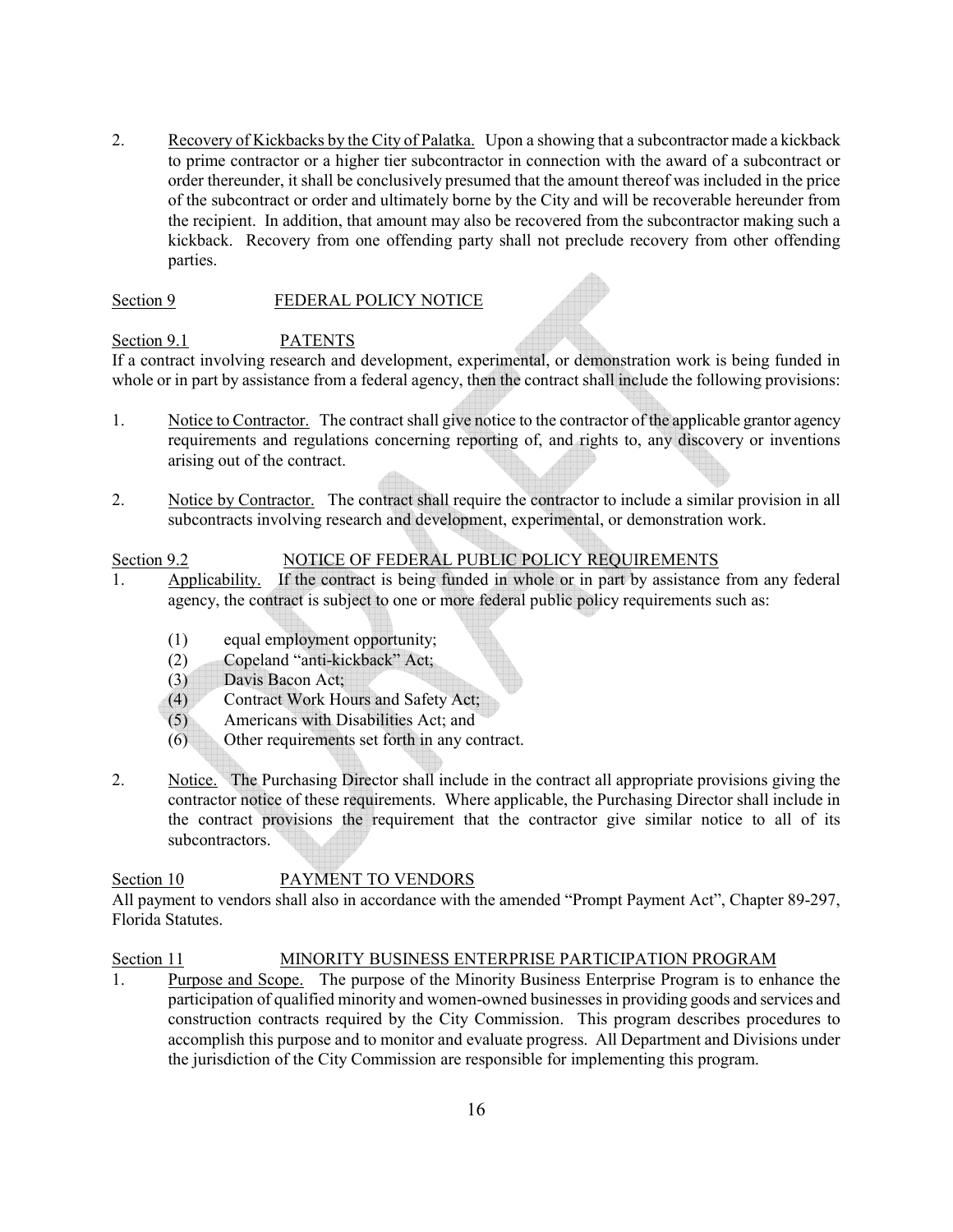2. Recovery of Kickbacks by the City of Palatka. Upon a showing that a subcontractor made a kickback to prime contractor or a higher tier subcontractor in connection with the award of a subcontract or order thereunder, it shall be conclusively presumed that the amount thereof was included in the price of the subcontract or order and ultimately borne by the City and will be recoverable hereunder from the recipient. In addition, that amount may also be recovered from the subcontractor making such a kickback. Recovery from one offending party shall not preclude recovery from other offending parties.

## Section 9 FEDERAL POLICY NOTICE

### Section 9.1 PATENTS

If a contract involving research and development, experimental, or demonstration work is being funded in whole or in part by assistance from a federal agency, then the contract shall include the following provisions:

1. Notice to Contractor. The contract shall give notice to the contractor of the applicable grantor agency requirements and regulations concerning reporting of, and rights to, any discovery or inventions arising out of the contract.

2. Notice by Contractor. The contract shall require the contractor to include a similar provision in all subcontracts involving research and development, experimental, or demonstration work.

### Section 9.2 NOTICE OF FEDERAL PUBLIC POLICY REQUIREMENTS

1. Applicability. If the contract is being funded in whole or in part by assistance from any federal agency, the contract is subject to one or more federal public policy requirements such as:

   (1) equal employment opportunity;
   (2) Copeland "anti-kickback" Act;
   (3) Davis Bacon Act;
   (4) Contract Work Hours and Safety Act;
   (5) Americans with Disabilities Act; and
   (6) Other requirements set forth in any contract.

2. Notice. The Purchasing Director shall include in the contract all appropriate provisions giving the contractor notice of these requirements. Where applicable, the Purchasing Director shall include in the contract provisions the requirement that the contractor give similar notice to all of its subcontractors.

## Section 10 PAYMENT TO VENDORS

All payment to vendors shall also in accordance with the amended "Prompt Payment Act", Chapter 89-297, Florida Statutes.

## Section 11 MINORITY BUSINESS ENTERPRISE PARTICIPATION PROGRAM

1. Purpose and Scope. The purpose of the Minority Business Enterprise Program is to enhance the participation of qualified minority and women-owned businesses in providing goods and services and construction contracts required by the City Commission. This program describes procedures to accomplish this purpose and to monitor and evaluate progress. All Department and Divisions under the jurisdiction of the City Commission are responsible for implementing this program.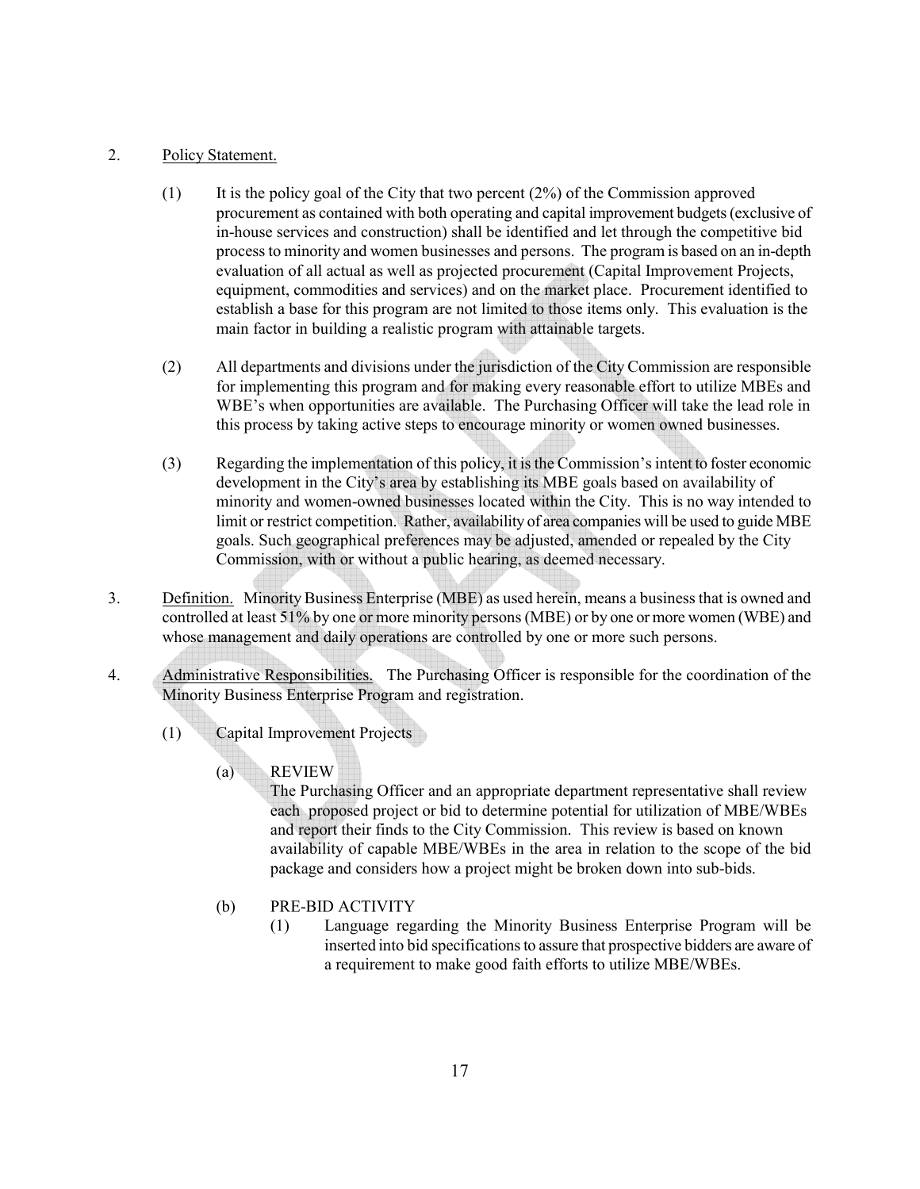2. <u>Policy Statement.</u>

   (1) It is the policy goal of the City that two percent (2%) of the Commission approved procurement as contained with both operating and capital improvement budgets (exclusive of in-house services and construction) shall be identified and let through the competitive bid process to minority and women businesses and persons. The program is based on an in-depth evaluation of all actual as well as projected procurement (Capital Improvement Projects, equipment, commodities and services) and on the market place. Procurement identified to establish a base for this program are not limited to those items only. This evaluation is the main factor in building a realistic program with attainable targets.

   (2) All departments and divisions under the jurisdiction of the City Commission are responsible for implementing this program and for making every reasonable effort to utilize MBEs and WBE's when opportunities are available. The Purchasing Officer will take the lead role in this process by taking active steps to encourage minority or women owned businesses.

   (3) Regarding the implementation of this policy, it is the Commission's intent to foster economic development in the City's area by establishing its MBE goals based on availability of minority and women-owned businesses located within the City. This is no way intended to limit or restrict competition. Rather, availability of area companies will be used to guide MBE goals. Such geographical preferences may be adjusted, amended or repealed by the City Commission, with or without a public hearing, as deemed necessary.

3. <u>Definition.</u> Minority Business Enterprise (MBE) as used herein, means a business that is owned and controlled at least 51% by one or more minority persons (MBE) or by one or more women (WBE) and whose management and daily operations are controlled by one or more such persons.

4. <u>Administrative Responsibilities.</u> The Purchasing Officer is responsible for the coordination of the Minority Business Enterprise Program and registration.

   (1) Capital Improvement Projects

      (a) REVIEW
      The Purchasing Officer and an appropriate department representative shall review each proposed project or bid to determine potential for utilization of MBE/WBEs and report their finds to the City Commission. This review is based on known availability of capable MBE/WBEs in the area in relation to the scope of the bid package and considers how a project might be broken down into sub-bids.

      (b) PRE-BID ACTIVITY

         (1) Language regarding the Minority Business Enterprise Program will be inserted into bid specifications to assure that prospective bidders are aware of a requirement to make good faith efforts to utilize MBE/WBEs.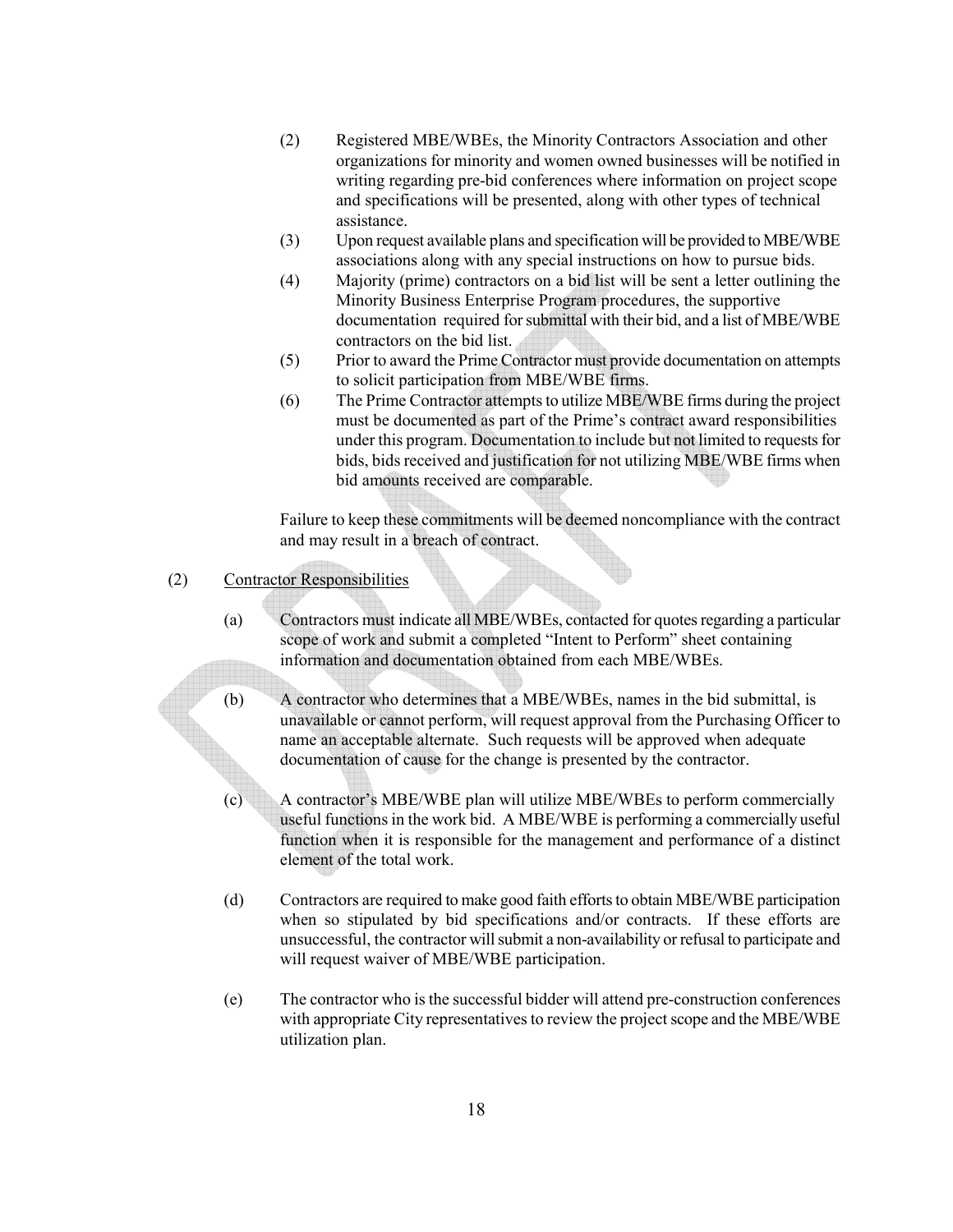(2) Registered MBE/WBEs, the Minority Contractors Association and other organizations for minority and women owned businesses will be notified in writing regarding pre-bid conferences where information on project scope and specifications will be presented, along with other types of technical assistance.

(3) Upon request available plans and specification will be provided to MBE/WBE associations along with any special instructions on how to pursue bids.

(4) Majority (prime) contractors on a bid list will be sent a letter outlining the Minority Business Enterprise Program procedures, the supportive documentation required for submittal with their bid, and a list of MBE/WBE contractors on the bid list.

(5) Prior to award the Prime Contractor must provide documentation on attempts to solicit participation from MBE/WBE firms.

(6) The Prime Contractor attempts to utilize MBE/WBE firms during the project must be documented as part of the Prime's contract award responsibilities under this program. Documentation to include but not limited to requests for bids, bids received and justification for not utilizing MBE/WBE firms when bid amounts received are comparable.

Failure to keep these commitments will be deemed noncompliance with the contract and may result in a breach of contract.

(2) <u>Contractor Responsibilities</u>

(a) Contractors must indicate all MBE/WBEs, contacted for quotes regarding a particular scope of work and submit a completed "Intent to Perform" sheet containing information and documentation obtained from each MBE/WBEs.

(b) A contractor who determines that a MBE/WBEs, names in the bid submittal, is unavailable or cannot perform, will request approval from the Purchasing Officer to name an acceptable alternate. Such requests will be approved when adequate documentation of cause for the change is presented by the contractor.

(c) A contractor's MBE/WBE plan will utilize MBE/WBEs to perform commercially useful functions in the work bid. A MBE/WBE is performing a commercially useful function when it is responsible for the management and performance of a distinct element of the total work.

(d) Contractors are required to make good faith efforts to obtain MBE/WBE participation when so stipulated by bid specifications and/or contracts. If these efforts are unsuccessful, the contractor will submit a non-availability or refusal to participate and will request waiver of MBE/WBE participation.

(e) The contractor who is the successful bidder will attend pre-construction conferences with appropriate City representatives to review the project scope and the MBE/WBE utilization plan.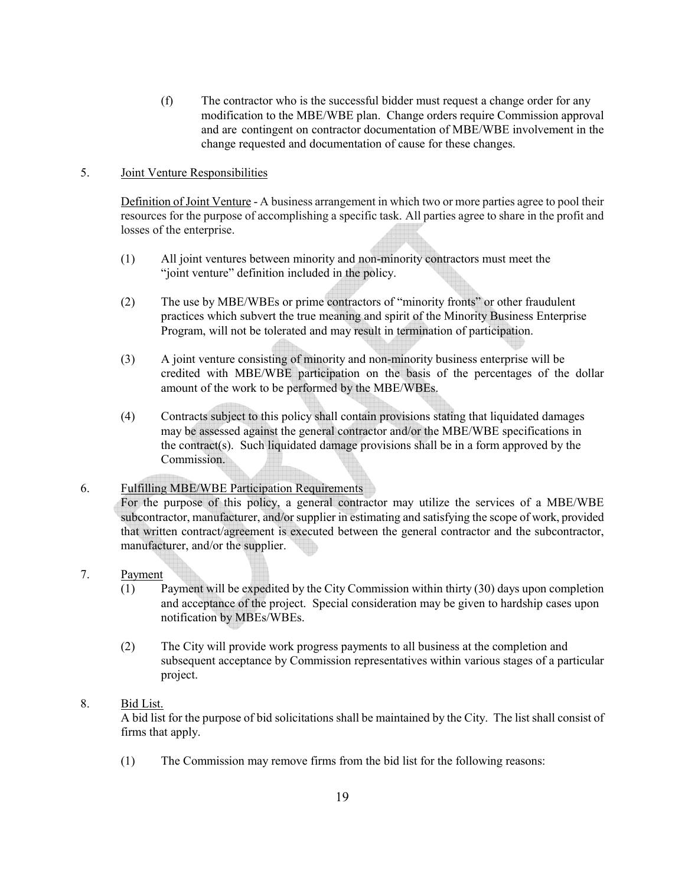(f) The contractor who is the successful bidder must request a change order for any modification to the MBE/WBE plan. Change orders require Commission approval and are contingent on contractor documentation of MBE/WBE involvement in the change requested and documentation of cause for these changes.

5. Joint Venture Responsibilities

Definition of Joint Venture - A business arrangement in which two or more parties agree to pool their resources for the purpose of accomplishing a specific task. All parties agree to share in the profit and losses of the enterprise.

(1) All joint ventures between minority and non-minority contractors must meet the "joint venture" definition included in the policy.

(2) The use by MBE/WBEs or prime contractors of "minority fronts" or other fraudulent practices which subvert the true meaning and spirit of the Minority Business Enterprise Program, will not be tolerated and may result in termination of participation.

(3) A joint venture consisting of minority and non-minority business enterprise will be credited with MBE/WBE participation on the basis of the percentages of the dollar amount of the work to be performed by the MBE/WBEs.

(4) Contracts subject to this policy shall contain provisions stating that liquidated damages may be assessed against the general contractor and/or the MBE/WBE specifications in the contract(s). Such liquidated damage provisions shall be in a form approved by the Commission.

6. Fulfilling MBE/WBE Participation Requirements

For the purpose of this policy, a general contractor may utilize the services of a MBE/WBE subcontractor, manufacturer, and/or supplier in estimating and satisfying the scope of work, provided that written contract/agreement is executed between the general contractor and the subcontractor, manufacturer, and/or the supplier.

7. Payment

(1) Payment will be expedited by the City Commission within thirty (30) days upon completion and acceptance of the project. Special consideration may be given to hardship cases upon notification by MBEs/WBEs.

(2) The City will provide work progress payments to all business at the completion and subsequent acceptance by Commission representatives within various stages of a particular project.

8. Bid List.

A bid list for the purpose of bid solicitations shall be maintained by the City. The list shall consist of firms that apply.

(1) The Commission may remove firms from the bid list for the following reasons: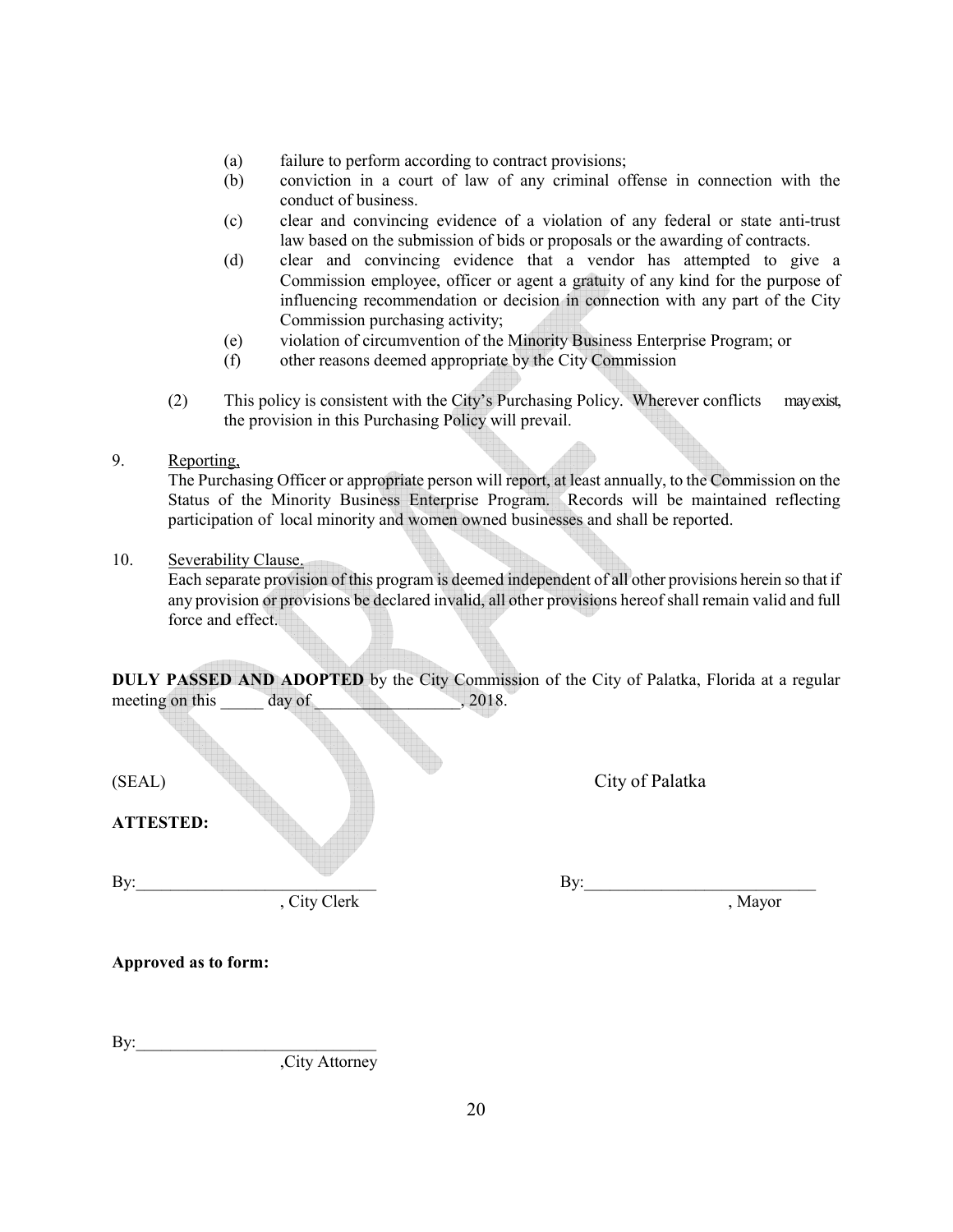(a) failure to perform according to contract provisions;

(b) conviction in a court of law of any criminal offense in connection with the conduct of business.

(c) clear and convincing evidence of a violation of any federal or state anti-trust law based on the submission of bids or proposals or the awarding of contracts.

(d) clear and convincing evidence that a vendor has attempted to give a Commission employee, officer or agent a gratuity of any kind for the purpose of influencing recommendation or decision in connection with any part of the City Commission purchasing activity;

(e) violation of circumvention of the Minority Business Enterprise Program; or

(f) other reasons deemed appropriate by the City Commission

(2) This policy is consistent with the City's Purchasing Policy. Wherever conflicts may exist, the provision in this Purchasing Policy will prevail.

9. Reporting,

The Purchasing Officer or appropriate person will report, at least annually, to the Commission on the Status of the Minority Business Enterprise Program. Records will be maintained reflecting participation of local minority and women owned businesses and shall be reported.

10. Severability Clause.

Each separate provision of this program is deemed independent of all other provisions herein so that if any provision or provisions be declared invalid, all other provisions hereof shall remain valid and full force and effect.

**DULY PASSED AND ADOPTED** by the City Commission of the City of Palatka, Florida at a regular meeting on this _____ day of _________________, 2018.

(SEAL)

City of Palatka

**ATTESTED:**

By:____________________________, City Clerk

By:___________________________, Mayor

**Approved as to form:**

By:____________________________,City Attorney